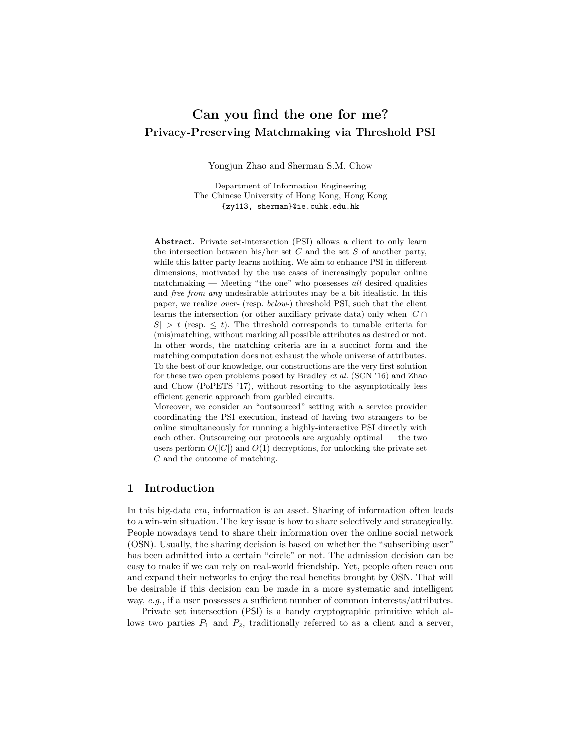# Can you find the one for me?
## Privacy-Preserving Matchmaking via Threshold PSI

Yongjun Zhao and Sherman S.M. Chow

Department of Information Engineering
The Chinese University of Hong Kong, Hong Kong
{zy113, sherman}@ie.cuhk.edu.hk

**Abstract.** Private set-intersection (PSI) allows a client to only learn the intersection between his/her set $C$ and the set $S$ of another party, while this latter party learns nothing. We aim to enhance PSI in different dimensions, motivated by the use cases of increasingly popular online matchmaking — Meeting "the one" who possesses *all* desired qualities and *free from any* undesirable attributes may be a bit idealistic. In this paper, we realize *over*- (resp. *below*-) threshold PSI, such that the client learns the intersection (or other auxiliary private data) only when $|C \cap S| > t$ (resp. $\leq t$). The threshold corresponds to tunable criteria for (mis)matching, without marking all possible attributes as desired or not. In other words, the matching criteria are in a succinct form and the matching computation does not exhaust the whole universe of attributes. To the best of our knowledge, our constructions are the very first solution for these two open problems posed by Bradley *et al.* (SCN '16) and Zhao and Chow (PoPETS '17), without resorting to the asymptotically less efficient generic approach from garbled circuits.
Moreover, we consider an "outsourced" setting with a service provider coordinating the PSI execution, instead of having two strangers to be online simultaneously for running a highly-interactive PSI directly with each other. Outsourcing our protocols are arguably optimal — the two users perform $O(|C|)$ and $O(1)$ decryptions, for unlocking the private set $C$ and the outcome of matching.

## 1 Introduction

In this big-data era, information is an asset. Sharing of information often leads to a win-win situation. The key issue is how to share selectively and strategically. People nowadays tend to share their information over the online social network (OSN). Usually, the sharing decision is based on whether the "subscribing user" has been admitted into a certain "circle" or not. The admission decision can be easy to make if we can rely on real-world friendship. Yet, people often reach out and expand their networks to enjoy the real benefits brought by OSN. That will be desirable if this decision can be made in a more systematic and intelligent way, *e.g.*, if a user possesses a sufficient number of common interests/attributes.

Private set intersection (PSI) is a handy cryptographic primitive which allows two parties $P_1$ and $P_2$, traditionally referred to as a client and a server,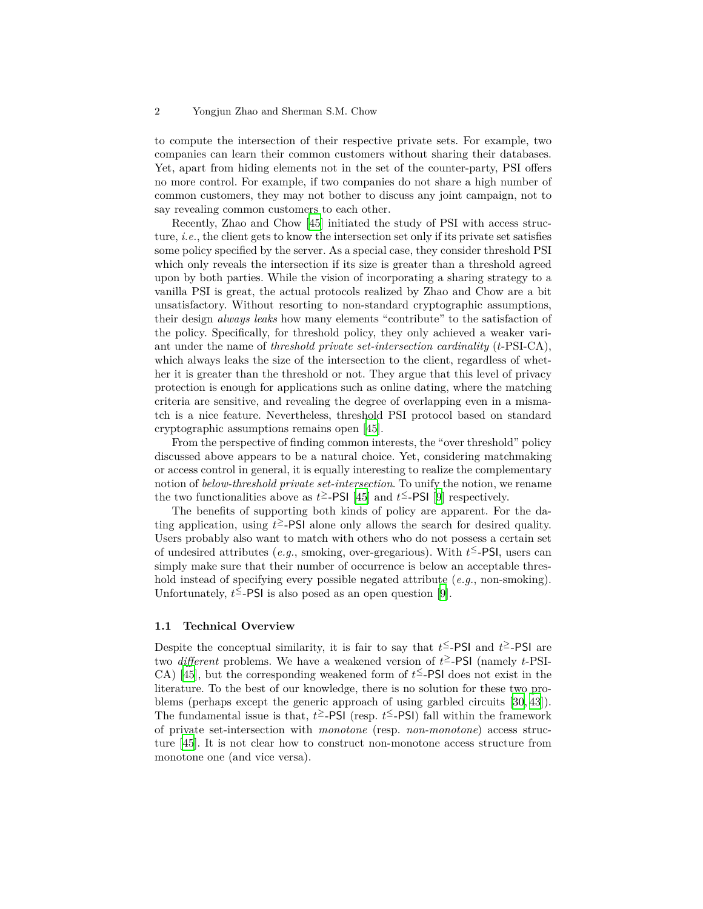to compute the intersection of their respective private sets. For example, two companies can learn their common customers without sharing their databases. Yet, apart from hiding elements not in the set of the counter-party, PSI offers no more control. For example, if two companies do not share a high number of common customers, they may not bother to discuss any joint campaign, not to say revealing common customers to each other.

Recently, Zhao and Chow [45] initiated the study of PSI with access structure, *i.e.*, the client gets to know the intersection set only if its private set satisfies some policy specified by the server. As a special case, they consider threshold PSI which only reveals the intersection if its size is greater than a threshold agreed upon by both parties. While the vision of incorporating a sharing strategy to a vanilla PSI is great, the actual protocols realized by Zhao and Chow are a bit unsatisfactory. Without resorting to non-standard cryptographic assumptions, their design *always leaks* how many elements "contribute" to the satisfaction of the policy. Specifically, for threshold policy, they only achieved a weaker variant under the name of *threshold private set-intersection cardinality* ($t$-PSI-CA), which always leaks the size of the intersection to the client, regardless of whether it is greater than the threshold or not. They argue that this level of privacy protection is enough for applications such as online dating, where the matching criteria are sensitive, and revealing the degree of overlapping even in a mismatch is a nice feature. Nevertheless, threshold PSI protocol based on standard cryptographic assumptions remains open [45].

From the perspective of finding common interests, the "over threshold" policy discussed above appears to be a natural choice. Yet, considering matchmaking or access control in general, it is equally interesting to realize the complementary notion of *below-threshold private set-intersection*. To unify the notion, we rename the two functionalities above as $t^{\geq}$-PSI [45] and $t^{\leq}$-PSI [9] respectively.

The benefits of supporting both kinds of policy are apparent. For the dating application, using $t^{\geq}$-PSI alone only allows the search for desired quality. Users probably also want to match with others who do not possess a certain set of undesired attributes (*e.g.*, smoking, over-gregarious). With $t^{\leq}$-PSI, users can simply make sure that their number of occurrence is below an acceptable threshold instead of specifying every possible negated attribute (*e.g.*, non-smoking). Unfortunately, $t^{\leq}$-PSI is also posed as an open question [9].

### 1.1 Technical Overview

Despite the conceptual similarity, it is fair to say that $t^{\leq}$-PSI and $t^{\geq}$-PSI are two *different* problems. We have a weakened version of $t^{\geq}$-PSI (namely $t$-PSI-CA) [45], but the corresponding weakened form of $t^{\leq}$-PSI does not exist in the literature. To the best of our knowledge, there is no solution for these two problems (perhaps except the generic approach of using garbled circuits [30, 43]). The fundamental issue is that, $t^{\geq}$-PSI (resp. $t^{\leq}$-PSI) fall within the framework of private set-intersection with *monotone* (resp. *non-monotone*) access structure [45]. It is not clear how to construct non-monotone access structure from monotone one (and vice versa).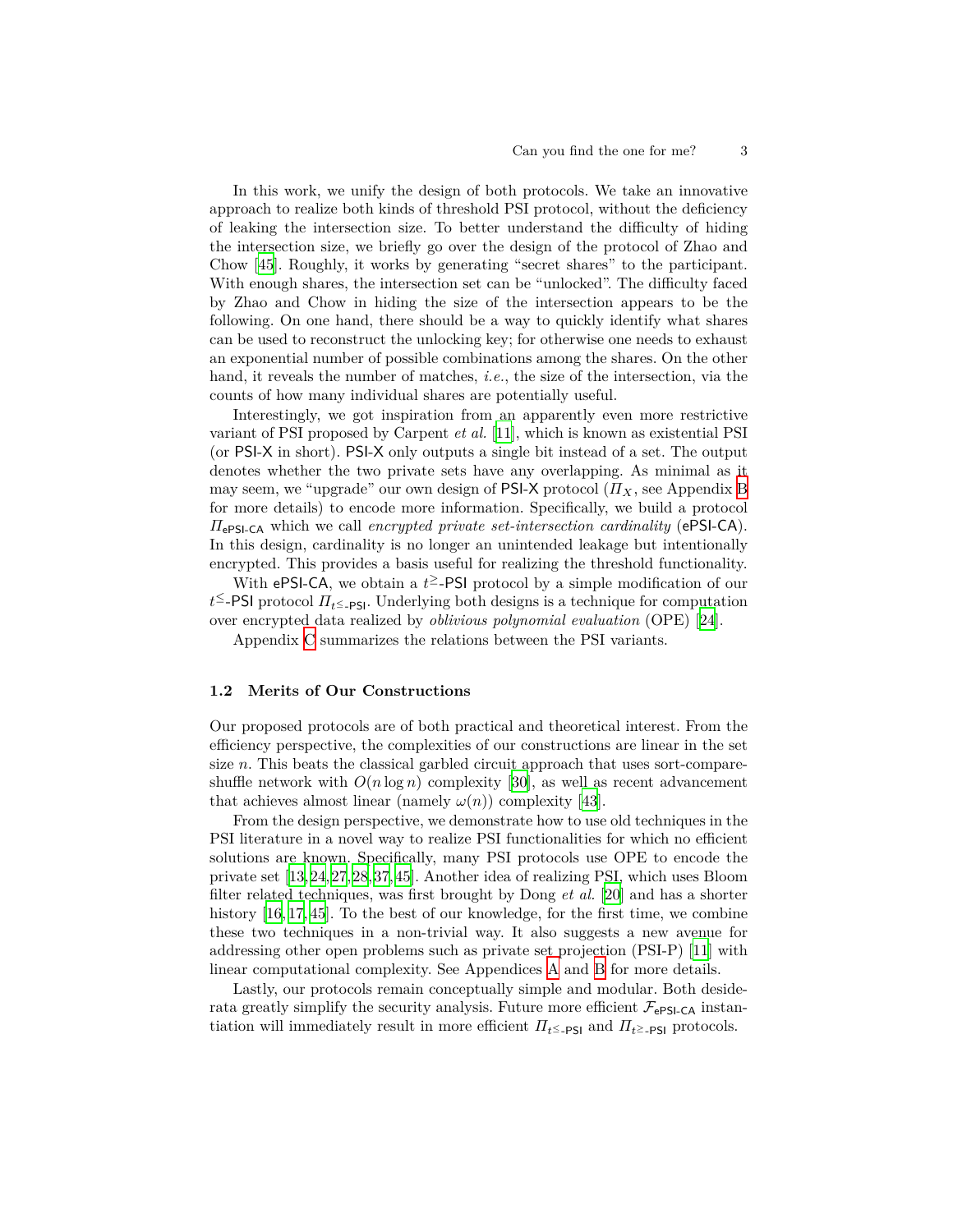In this work, we unify the design of both protocols. We take an innovative approach to realize both kinds of threshold PSI protocol, without the deficiency of leaking the intersection size. To better understand the difficulty of hiding the intersection size, we briefly go over the design of the protocol of Zhao and Chow [45]. Roughly, it works by generating "secret shares" to the participant. With enough shares, the intersection set can be "unlocked". The difficulty faced by Zhao and Chow in hiding the size of the intersection appears to be the following. On one hand, there should be a way to quickly identify what shares can be used to reconstruct the unlocking key; for otherwise one needs to exhaust an exponential number of possible combinations among the shares. On the other hand, it reveals the number of matches, *i.e.*, the size of the intersection, via the counts of how many individual shares are potentially useful.

Interestingly, we got inspiration from an apparently even more restrictive variant of PSI proposed by Carpent *et al.* [11], which is known as existential PSI (or PSI-X in short). PSI-X only outputs a single bit instead of a set. The output denotes whether the two private sets have any overlapping. As minimal as it may seem, we "upgrade" our own design of PSI-X protocol ($\Pi_X$, see Appendix B for more details) to encode more information. Specifically, we build a protocol $\Pi_{\mathsf{ePSI\text{-}CA}}$ which we call *encrypted private set-intersection cardinality* (ePSI-CA). In this design, cardinality is no longer an unintended leakage but intentionally encrypted. This provides a basis useful for realizing the threshold functionality.

With ePSI-CA, we obtain a $t^{\geq}$-PSI protocol by a simple modification of our $t^{\leq}$-PSI protocol $\Pi_{t^{\leq}\text{-}\mathsf{PSI}}$. Underlying both designs is a technique for computation over encrypted data realized by *oblivious polynomial evaluation* (OPE) [24].

Appendix C summarizes the relations between the PSI variants.

### 1.2 Merits of Our Constructions

Our proposed protocols are of both practical and theoretical interest. From the efficiency perspective, the complexities of our constructions are linear in the set size $n$. This beats the classical garbled circuit approach that uses sort-compare-shuffle network with $O(n \log n)$ complexity [30], as well as recent advancement that achieves almost linear (namely $\omega(n)$) complexity [43].

From the design perspective, we demonstrate how to use old techniques in the PSI literature in a novel way to realize PSI functionalities for which no efficient solutions are known. Specifically, many PSI protocols use OPE to encode the private set [13,24,27,28,37,45]. Another idea of realizing PSI, which uses Bloom filter related techniques, was first brought by Dong *et al.* [20] and has a shorter history [16,17,45]. To the best of our knowledge, for the first time, we combine these two techniques in a non-trivial way. It also suggests a new avenue for addressing other open problems such as private set projection (PSI-P) [11] with linear computational complexity. See Appendices A and B for more details.

Lastly, our protocols remain conceptually simple and modular. Both desiderata greatly simplify the security analysis. Future more efficient $\mathcal{F}_{\mathsf{ePSI\text{-}CA}}$ instantiation will immediately result in more efficient $\Pi_{t^{\leq}\text{-}\mathsf{PSI}}$ and $\Pi_{t^{\geq}\text{-}\mathsf{PSI}}$ protocols.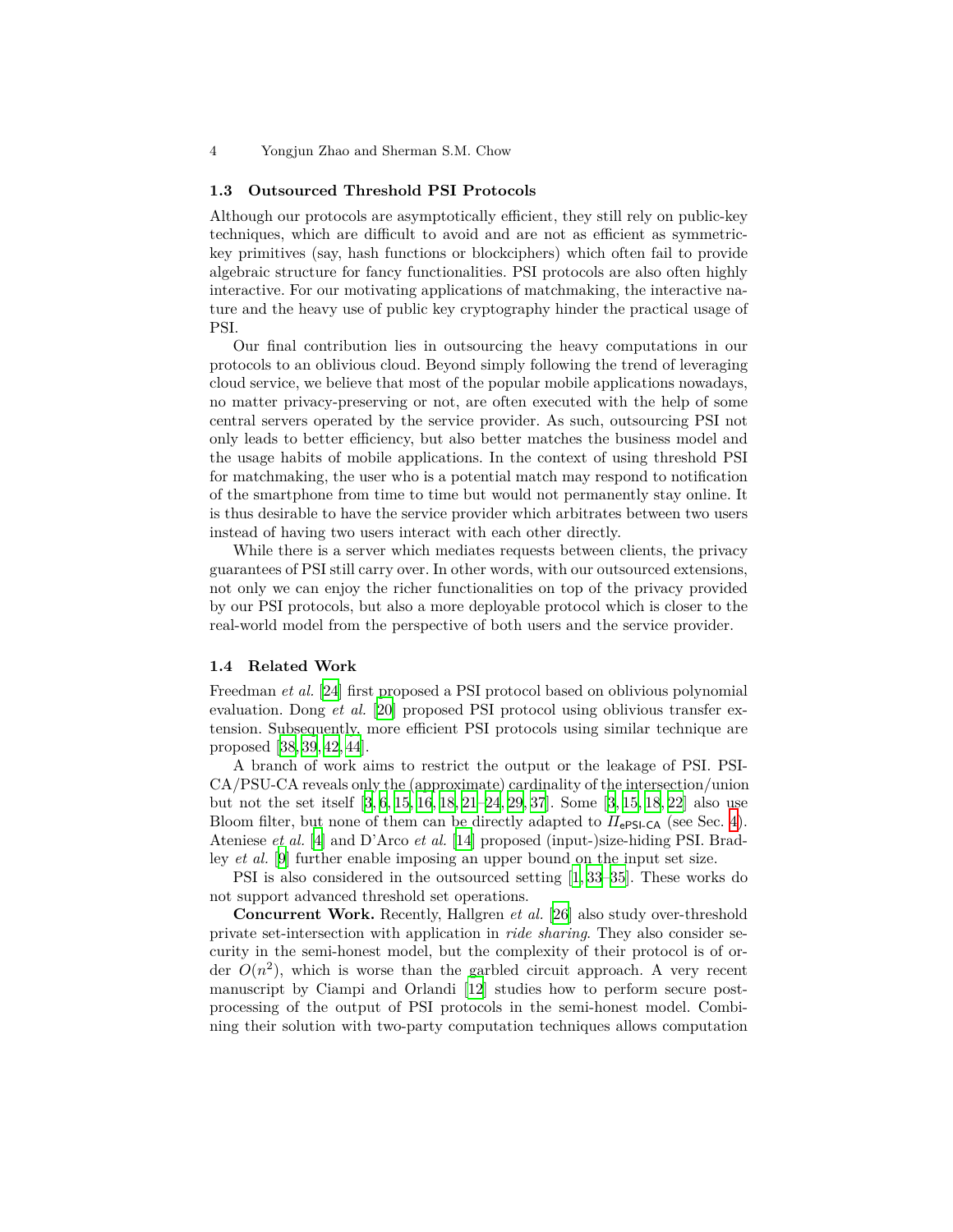### 1.3 Outsourced Threshold PSI Protocols

Although our protocols are asymptotically efficient, they still rely on public-key techniques, which are difficult to avoid and are not as efficient as symmetric-key primitives (say, hash functions or blockciphers) which often fail to provide algebraic structure for fancy functionalities. PSI protocols are also often highly interactive. For our motivating applications of matchmaking, the interactive nature and the heavy use of public key cryptography hinder the practical usage of PSI.

Our final contribution lies in outsourcing the heavy computations in our protocols to an oblivious cloud. Beyond simply following the trend of leveraging cloud service, we believe that most of the popular mobile applications nowadays, no matter privacy-preserving or not, are often executed with the help of some central servers operated by the service provider. As such, outsourcing PSI not only leads to better efficiency, but also better matches the business model and the usage habits of mobile applications. In the context of using threshold PSI for matchmaking, the user who is a potential match may respond to notification of the smartphone from time to time but would not permanently stay online. It is thus desirable to have the service provider which arbitrates between two users instead of having two users interact with each other directly.

While there is a server which mediates requests between clients, the privacy guarantees of PSI still carry over. In other words, with our outsourced extensions, not only we can enjoy the richer functionalities on top of the privacy provided by our PSI protocols, but also a more deployable protocol which is closer to the real-world model from the perspective of both users and the service provider.

### 1.4 Related Work

Freedman *et al.* [24] first proposed a PSI protocol based on oblivious polynomial evaluation. Dong *et al.* [20] proposed PSI protocol using oblivious transfer extension. Subsequently, more efficient PSI protocols using similar technique are proposed [38,39,42,44].

A branch of work aims to restrict the output or the leakage of PSI. PSI-CA/PSU-CA reveals only the (approximate) cardinality of the intersection/union but not the set itself [3,6,15,16,18,21–24,29,37]. Some [3,15,18,22] also use Bloom filter, but none of them can be directly adapted to $\Pi_{\mathsf{ePSI\text{-}CA}}$ (see Sec. 4). Ateniese *et al.* [4] and D'Arco *et al.* [14] proposed (input-)size-hiding PSI. Bradley *et al.* [9] further enable imposing an upper bound on the input set size.

PSI is also considered in the outsourced setting [1,33–35]. These works do not support advanced threshold set operations.

**Concurrent Work.** Recently, Hallgren *et al.* [26] also study over-threshold private set-intersection with application in *ride sharing*. They also consider security in the semi-honest model, but the complexity of their protocol is of order $O(n^2)$, which is worse than the garbled circuit approach. A very recent manuscript by Ciampi and Orlandi [12] studies how to perform secure post-processing of the output of PSI protocols in the semi-honest model. Combining their solution with two-party computation techniques allows computation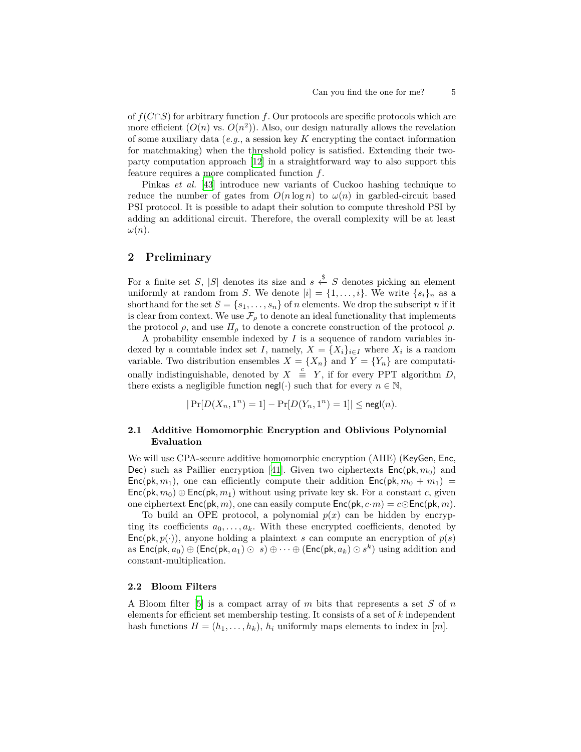of $f(C \cap S)$ for arbitrary function $f$. Our protocols are specific protocols which are more efficient ($O(n)$ vs. $O(n^2)$). Also, our design naturally allows the revelation of some auxiliary data (*e.g.*, a session key $K$ encrypting the contact information for matchmaking) when the threshold policy is satisfied. Extending their two-party computation approach [12] in a straightforward way to also support this feature requires a more complicated function $f$.

Pinkas *et al.* [43] introduce new variants of Cuckoo hashing technique to reduce the number of gates from $O(n \log n)$ to $\omega(n)$ in garbled-circuit based PSI protocol. It is possible to adapt their solution to compute threshold PSI by adding an additional circuit. Therefore, the overall complexity will be at least $\omega(n)$.

## 2 Preliminary

For a finite set $S$, $|S|$ denotes its size and $s \xleftarrow{\$} S$ denotes picking an element uniformly at random from $S$. We denote $[i] = \{1, \ldots, i\}$. We write $\{s_i\}_n$ as a shorthand for the set $S = \{s_1, \ldots, s_n\}$ of $n$ elements. We drop the subscript $n$ if it is clear from context. We use $\mathcal{F}_\rho$ to denote an ideal functionality that implements the protocol $\rho$, and use $\Pi_\rho$ to denote a concrete construction of the protocol $\rho$.

A probability ensemble indexed by $I$ is a sequence of random variables indexed by a countable index set $I$, namely, $X = \{X_i\}_{i \in I}$ where $X_i$ is a random variable. Two distribution ensembles $X = \{X_n\}$ and $Y = \{Y_n\}$ are computationally indistinguishable, denoted by $X \overset{c}{\equiv} Y$, if for every PPT algorithm $D$, there exists a negligible function $\mathsf{negl}(\cdot)$ such that for every $n \in \mathbb{N}$,

$$|\Pr[D(X_n, 1^n) = 1] - \Pr[D(Y_n, 1^n) = 1]| \leq \mathsf{negl}(n).$$

### 2.1 Additive Homomorphic Encryption and Oblivious Polynomial Evaluation

We will use CPA-secure additive homomorphic encryption (AHE) ($\mathsf{KeyGen}$, $\mathsf{Enc}$, $\mathsf{Dec}$) such as Paillier encryption [41]. Given two ciphertexts $\mathsf{Enc}(\mathsf{pk}, m_0)$ and $\mathsf{Enc}(\mathsf{pk}, m_1)$, one can efficiently compute their addition $\mathsf{Enc}(\mathsf{pk}, m_0 + m_1) = \mathsf{Enc}(\mathsf{pk}, m_0) \oplus \mathsf{Enc}(\mathsf{pk}, m_1)$ without using private key $\mathsf{sk}$. For a constant $c$, given one ciphertext $\mathsf{Enc}(\mathsf{pk}, m)$, one can easily compute $\mathsf{Enc}(\mathsf{pk}, c \cdot m) = c \odot \mathsf{Enc}(\mathsf{pk}, m)$.

To build an OPE protocol, a polynomial $p(x)$ can be hidden by encrypting its coefficients $a_0, \ldots, a_k$. With these encrypted coefficients, denoted by $\mathsf{Enc}(\mathsf{pk}, p(\cdot))$, anyone holding a plaintext $s$ can compute an encryption of $p(s)$ as $\mathsf{Enc}(\mathsf{pk}, a_0) \oplus (\mathsf{Enc}(\mathsf{pk}, a_1) \odot s) \oplus \cdots \oplus (\mathsf{Enc}(\mathsf{pk}, a_k) \odot s^k)$ using addition and constant-multiplication.

### 2.2 Bloom Filters

A Bloom filter [5] is a compact array of $m$ bits that represents a set $S$ of $n$ elements for efficient set membership testing. It consists of a set of $k$ independent hash functions $H = (h_1, \ldots, h_k)$, $h_i$ uniformly maps elements to index in $[m]$.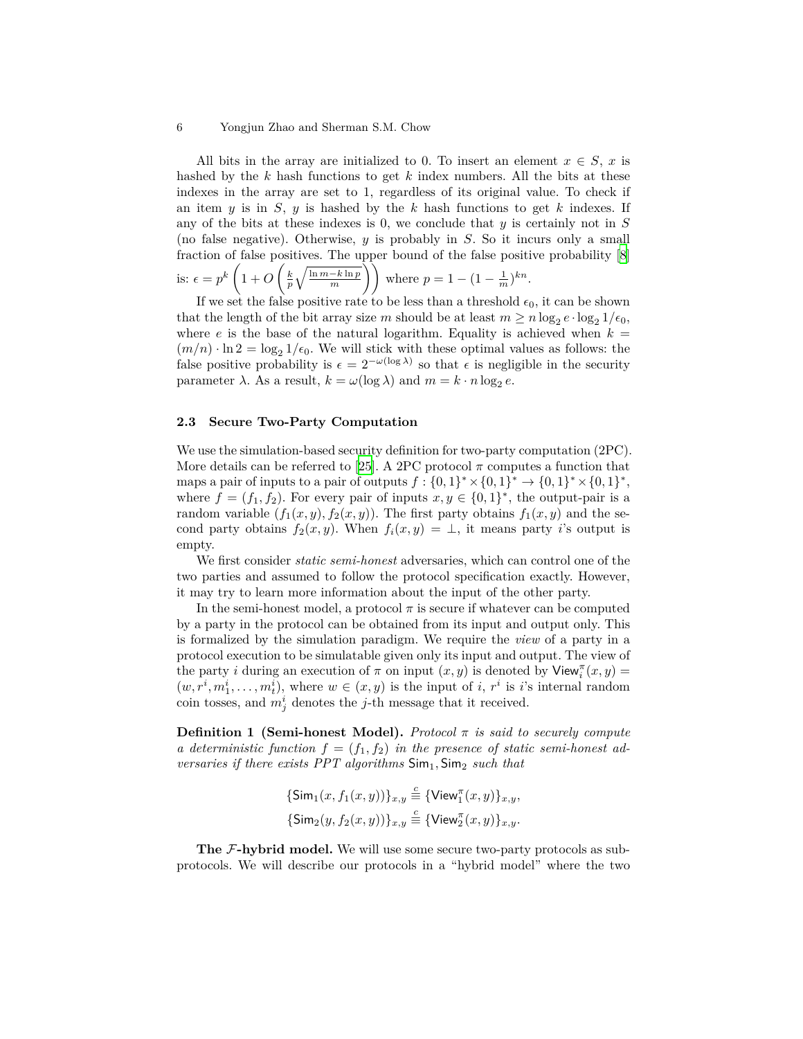All bits in the array are initialized to 0. To insert an element $x \in S$, $x$ is hashed by the $k$ hash functions to get $k$ index numbers. All the bits at these indexes in the array are set to 1, regardless of its original value. To check if an item $y$ is in $S$, $y$ is hashed by the $k$ hash functions to get $k$ indexes. If any of the bits at these indexes is 0, we conclude that $y$ is certainly not in $S$ (no false negative). Otherwise, $y$ is probably in $S$. So it incurs only a small fraction of false positives. The upper bound of the false positive probability [8] is: $\epsilon = p^k \left(1 + O\left(\frac{k}{p}\sqrt{\frac{\ln m - k \ln p}{m}}\right)\right)$ where $p = 1 - (1 - \frac{1}{m})^{kn}$.

If we set the false positive rate to be less than a threshold $\epsilon_0$, it can be shown that the length of the bit array size $m$ should be at least $m \geq n \log_2 e \cdot \log_2 1/\epsilon_0$, where $e$ is the base of the natural logarithm. Equality is achieved when $k = (m/n) \cdot \ln 2 = \log_2 1/\epsilon_0$. We will stick with these optimal values as follows: the false positive probability is $\epsilon = 2^{-\omega(\log \lambda)}$ so that $\epsilon$ is negligible in the security parameter $\lambda$. As a result, $k = \omega(\log \lambda)$ and $m = k \cdot n \log_2 e$.

### 2.3 Secure Two-Party Computation

We use the simulation-based security definition for two-party computation (2PC). More details can be referred to [25]. A 2PC protocol $\pi$ computes a function that maps a pair of inputs to a pair of outputs $f : \{0,1\}^* \times \{0,1\}^* \rightarrow \{0,1\}^* \times \{0,1\}^*$, where $f = (f_1, f_2)$. For every pair of inputs $x, y \in \{0,1\}^*$, the output-pair is a random variable $(f_1(x,y), f_2(x,y))$. The first party obtains $f_1(x,y)$ and the second party obtains $f_2(x,y)$. When $f_i(x,y) = \perp$, it means party $i$'s output is empty.

We first consider *static semi-honest* adversaries, which can control one of the two parties and assumed to follow the protocol specification exactly. However, it may try to learn more information about the input of the other party.

In the semi-honest model, a protocol $\pi$ is secure if whatever can be computed by a party in the protocol can be obtained from its input and output only. This is formalized by the simulation paradigm. We require the *view* of a party in a protocol execution to be simulatable given only its input and output. The view of the party $i$ during an execution of $\pi$ on input $(x,y)$ is denoted by $\mathsf{View}_i^\pi(x,y) = (w, r^i, m_1^i, \ldots, m_t^i)$, where $w \in (x,y)$ is the input of $i$, $r^i$ is $i$'s internal random coin tosses, and $m_j^i$ denotes the $j$-th message that it received.

**Definition 1 (Semi-honest Model).** *Protocol $\pi$ is said to securely compute a deterministic function $f = (f_1, f_2)$ in the presence of static semi-honest adversaries if there exists PPT algorithms $\mathsf{Sim}_1, \mathsf{Sim}_2$ such that*

$$\{\mathsf{Sim}_1(x, f_1(x,y))\}_{x,y} \stackrel{c}{\equiv} \{\mathsf{View}_1^\pi(x,y)\}_{x,y},$$
$$\{\mathsf{Sim}_2(y, f_2(x,y))\}_{x,y} \stackrel{c}{\equiv} \{\mathsf{View}_2^\pi(x,y)\}_{x,y}.$$

**The $\mathcal{F}$-hybrid model.** We will use some secure two-party protocols as sub-protocols. We will describe our protocols in a "hybrid model" where the two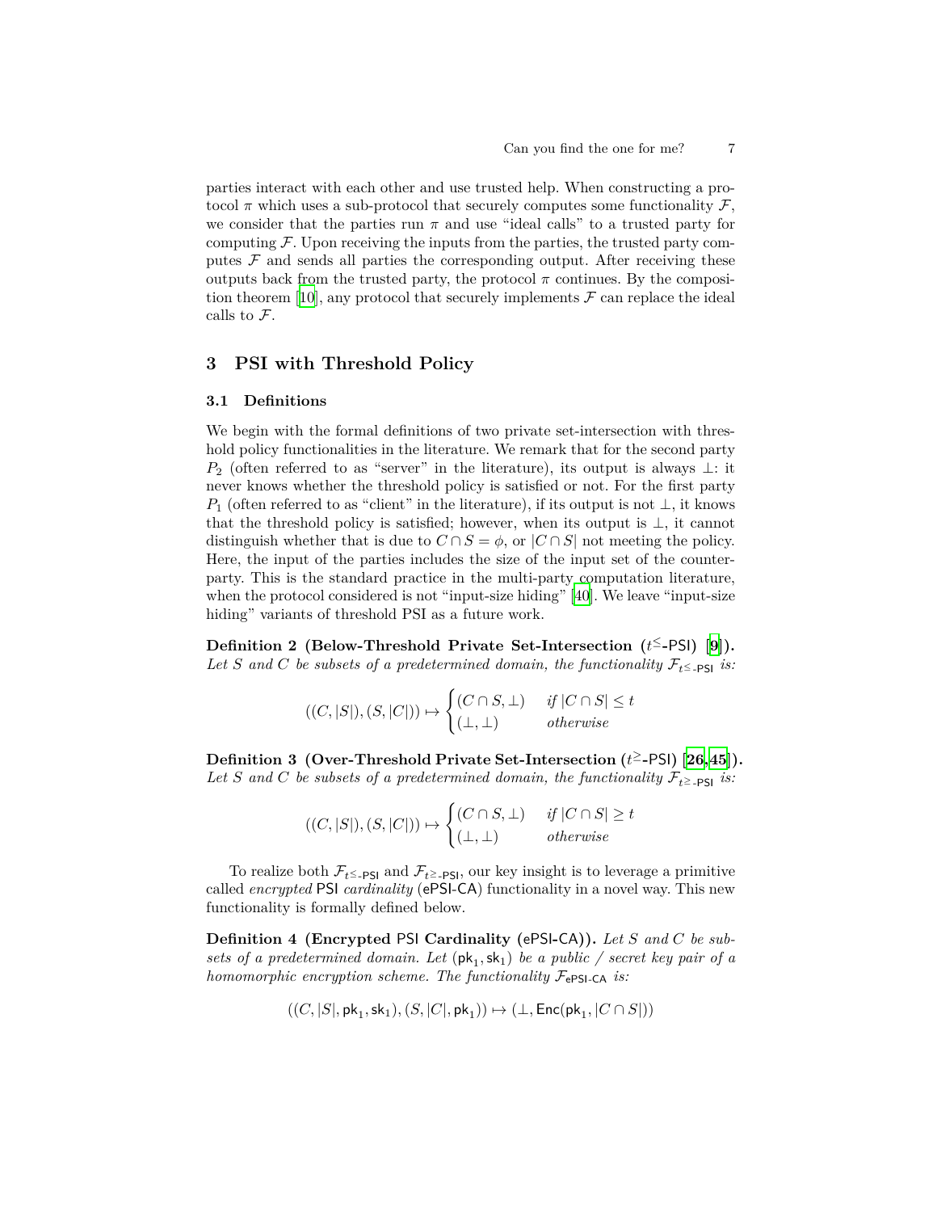parties interact with each other and use trusted help. When constructing a protocol $\pi$ which uses a sub-protocol that securely computes some functionality $\mathcal{F}$, we consider that the parties run $\pi$ and use "ideal calls" to a trusted party for computing $\mathcal{F}$. Upon receiving the inputs from the parties, the trusted party computes $\mathcal{F}$ and sends all parties the corresponding output. After receiving these outputs back from the trusted party, the protocol $\pi$ continues. By the composition theorem [10], any protocol that securely implements $\mathcal{F}$ can replace the ideal calls to $\mathcal{F}$.

## 3 PSI with Threshold Policy

### 3.1 Definitions

We begin with the formal definitions of two private set-intersection with threshold policy functionalities in the literature. We remark that for the second party $P_2$ (often referred to as "server" in the literature), its output is always $\perp$: it never knows whether the threshold policy is satisfied or not. For the first party $P_1$ (often referred to as "client" in the literature), if its output is not $\perp$, it knows that the threshold policy is satisfied; however, when its output is $\perp$, it cannot distinguish whether that is due to $C \cap S = \phi$, or $|C \cap S|$ not meeting the policy. Here, the input of the parties includes the size of the input set of the counterparty. This is the standard practice in the multi-party computation literature, when the protocol considered is not "input-size hiding" [40]. We leave "input-size hiding" variants of threshold PSI as a future work.

**Definition 2 (Below-Threshold Private Set-Intersection ($t^{\leq}$-PSI) [9]).** *Let $S$ and $C$ be subsets of a predetermined domain, the functionality $\mathcal{F}_{t^{\leq}\text{-PSI}}$ is:*

$$((C, |S|), (S, |C|)) \mapsto \begin{cases} (C \cap S, \perp) & \text{if } |C \cap S| \leq t \\ (\perp, \perp) & \text{otherwise} \end{cases}$$

**Definition 3 (Over-Threshold Private Set-Intersection ($t^{\geq}$-PSI) [26,45]).** *Let $S$ and $C$ be subsets of a predetermined domain, the functionality $\mathcal{F}_{t^{\geq}\text{-PSI}}$ is:*

$$((C, |S|), (S, |C|)) \mapsto \begin{cases} (C \cap S, \perp) & \text{if } |C \cap S| \geq t \\ (\perp, \perp) & \text{otherwise} \end{cases}$$

To realize both $\mathcal{F}_{t^{\leq}\text{-PSI}}$ and $\mathcal{F}_{t^{\geq}\text{-PSI}}$, our key insight is to leverage a primitive called *encrypted* PSI *cardinality* (ePSI-CA) functionality in a novel way. This new functionality is formally defined below.

**Definition 4 (Encrypted PSI Cardinality (ePSI-CA)).** *Let $S$ and $C$ be subsets of a predetermined domain. Let $(\mathsf{pk}_1, \mathsf{sk}_1)$ be a public / secret key pair of a homomorphic encryption scheme. The functionality $\mathcal{F}_{\mathsf{ePSI\text{-}CA}}$ is:*

$$((C, |S|, \mathsf{pk}_1, \mathsf{sk}_1), (S, |C|, \mathsf{pk}_1)) \mapsto (\perp, \mathsf{Enc}(\mathsf{pk}_1, |C \cap S|))$$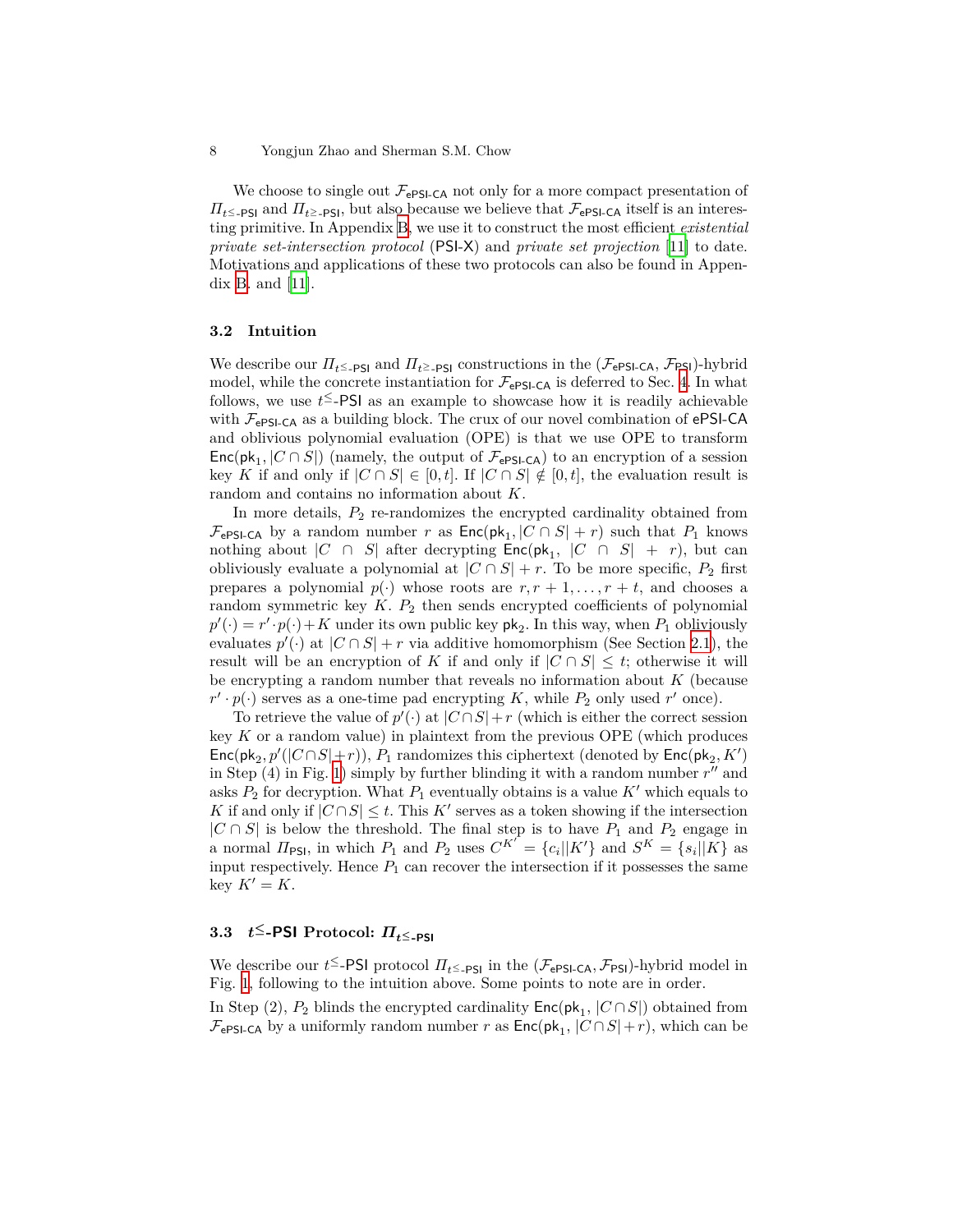We choose to single out $\mathcal{F}_{\mathsf{ePSI\text{-}CA}}$ not only for a more compact presentation of $\Pi_{t^{\leq}\text{-}\mathsf{PSI}}$ and $\Pi_{t^{\geq}\text{-}\mathsf{PSI}}$, but also because we believe that $\mathcal{F}_{\mathsf{ePSI\text{-}CA}}$ itself is an interesting primitive. In Appendix B, we use it to construct the most efficient *existential private set-intersection protocol* (PSI-X) and *private set projection* [11] to date. Motivations and applications of these two protocols can also be found in Appendix B, and [11].

### 3.2 Intuition

We describe our $\Pi_{t^{\leq}\text{-}\mathsf{PSI}}$ and $\Pi_{t^{\geq}\text{-}\mathsf{PSI}}$ constructions in the ($\mathcal{F}_{\mathsf{ePSI\text{-}CA}}$, $\mathcal{F}_{\mathsf{PSI}}$)-hybrid model, while the concrete instantiation for $\mathcal{F}_{\mathsf{ePSI\text{-}CA}}$ is deferred to Sec. 4. In what follows, we use $t^{\leq}$-PSI as an example to showcase how it is readily achievable with $\mathcal{F}_{\mathsf{ePSI\text{-}CA}}$ as a building block. The crux of our novel combination of ePSI-CA and oblivious polynomial evaluation (OPE) is that we use OPE to transform $\mathsf{Enc}(\mathsf{pk}_1, |C \cap S|)$ (namely, the output of $\mathcal{F}_{\mathsf{ePSI\text{-}CA}}$) to an encryption of a session key $K$ if and only if $|C \cap S| \in [0, t]$. If $|C \cap S| \notin [0, t]$, the evaluation result is random and contains no information about $K$.

In more details, $P_2$ re-randomizes the encrypted cardinality obtained from $\mathcal{F}_{\mathsf{ePSI\text{-}CA}}$ by a random number $r$ as $\mathsf{Enc}(\mathsf{pk}_1, |C \cap S| + r)$ such that $P_1$ knows nothing about $|C \cap S|$ after decrypting $\mathsf{Enc}(\mathsf{pk}_1, |C \cap S| + r)$, but can obliviously evaluate a polynomial at $|C \cap S| + r$. To be more specific, $P_2$ first prepares a polynomial $p(\cdot)$ whose roots are $r, r+1, \ldots, r+t$, and chooses a random symmetric key $K$. $P_2$ then sends encrypted coefficients of polynomial $p'(\cdot) = r' \cdot p(\cdot) + K$ under its own public key $\mathsf{pk}_2$. In this way, when $P_1$ obliviously evaluates $p'(\cdot)$ at $|C \cap S| + r$ via additive homomorphism (See Section 2.1), the result will be an encryption of $K$ if and only if $|C \cap S| \leq t$; otherwise it will be encrypting a random number that reveals no information about $K$ (because $r' \cdot p(\cdot)$ serves as a one-time pad encrypting $K$, while $P_2$ only used $r'$ once).

To retrieve the value of $p'(\cdot)$ at $|C \cap S| + r$ (which is either the correct session key $K$ or a random value) in plaintext from the previous OPE (which produces $\mathsf{Enc}(\mathsf{pk}_2, p'(|C \cap S| + r))$, $P_1$ randomizes this ciphertext (denoted by $\mathsf{Enc}(\mathsf{pk}_2, K')$ in Step (4) in Fig. 1) simply by further blinding it with a random number $r''$ and asks $P_2$ for decryption. What $P_1$ eventually obtains is a value $K'$ which equals to $K$ if and only if $|C \cap S| \leq t$. This $K'$ serves as a token showing if the intersection $|C \cap S|$ is below the threshold. The final step is to have $P_1$ and $P_2$ engage in a normal $\Pi_{\mathsf{PSI}}$, in which $P_1$ and $P_2$ uses $C^{K'} = \{c_i || K'\}$ and $S^K = \{s_i || K\}$ as input respectively. Hence $P_1$ can recover the intersection if it possesses the same key $K' = K$.

### 3.3 $t^{\leq}$-PSI Protocol: $\Pi_{t^{\leq}\text{-}\mathsf{PSI}}$

We describe our $t^{\leq}$-PSI protocol $\Pi_{t^{\leq}\text{-}\mathsf{PSI}}$ in the ($\mathcal{F}_{\mathsf{ePSI\text{-}CA}}, \mathcal{F}_{\mathsf{PSI}}$)-hybrid model in Fig. 1, following to the intuition above. Some points to note are in order.

In Step (2), $P_2$ blinds the encrypted cardinality $\mathsf{Enc}(\mathsf{pk}_1, |C \cap S|)$ obtained from $\mathcal{F}_{\mathsf{ePSI\text{-}CA}}$ by a uniformly random number $r$ as $\mathsf{Enc}(\mathsf{pk}_1, |C \cap S| + r)$, which can be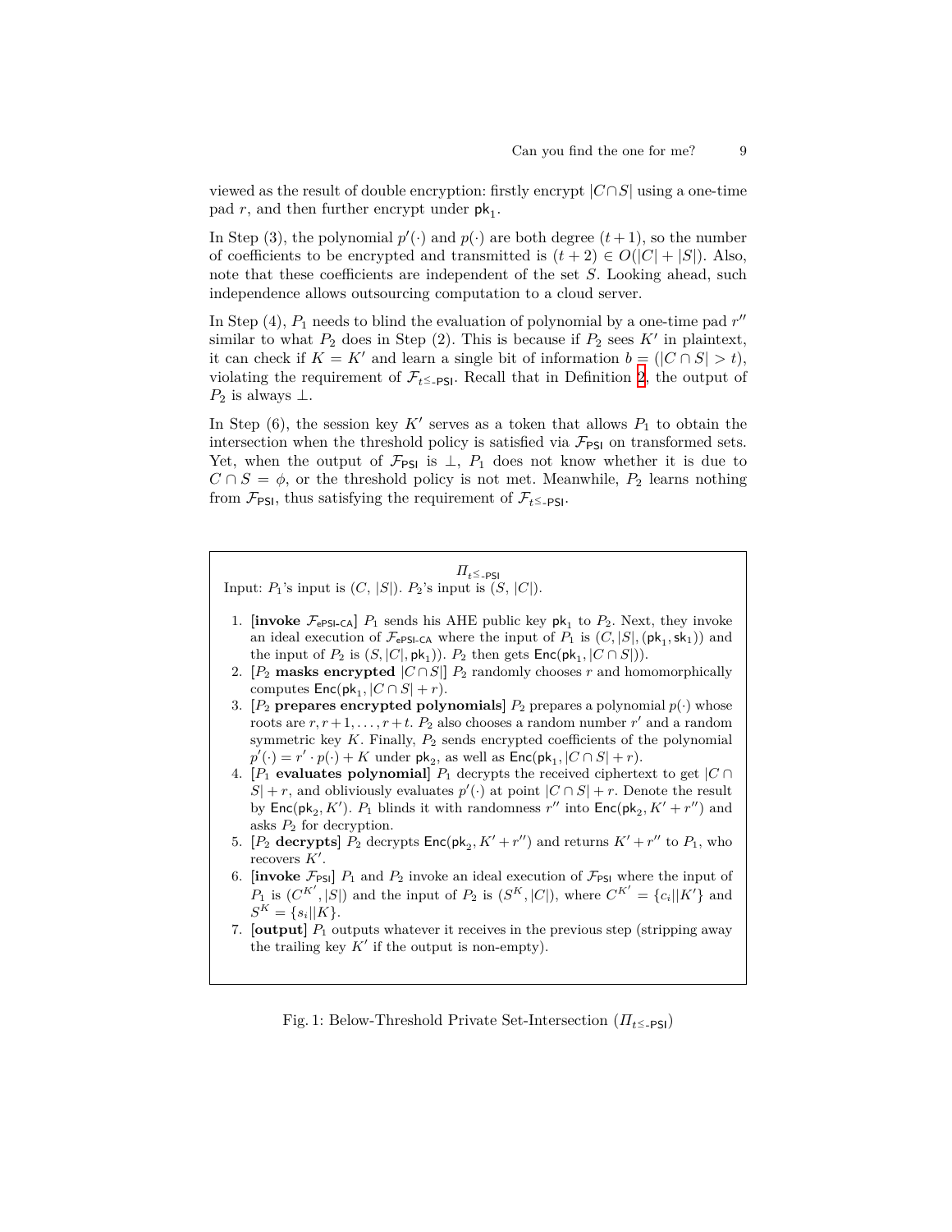viewed as the result of double encryption: firstly encrypt $|C \cap S|$ using a one-time pad $r$, and then further encrypt under $\mathsf{pk}_1$.

In Step (3), the polynomial $p'(\cdot)$ and $p(\cdot)$ are both degree $(t+1)$, so the number of coefficients to be encrypted and transmitted is $(t+2) \in O(|C|+|S|)$. Also, note that these coefficients are independent of the set $S$. Looking ahead, such independence allows outsourcing computation to a cloud server.

In Step (4), $P_1$ needs to blind the evaluation of polynomial by a one-time pad $r''$ similar to what $P_2$ does in Step (2). This is because if $P_2$ sees $K'$ in plaintext, it can check if $K = K'$ and learn a single bit of information $b = (|C \cap S| > t)$, violating the requirement of $\mathcal{F}_{t\leq\text{-PSI}}$. Recall that in Definition 2, the output of $P_2$ is always $\perp$.

In Step (6), the session key $K'$ serves as a token that allows $P_1$ to obtain the intersection when the threshold policy is satisfied via $\mathcal{F}_{\mathsf{PSI}}$ on transformed sets. Yet, when the output of $\mathcal{F}_{\mathsf{PSI}}$ is $\perp$, $P_1$ does not know whether it is due to $C \cap S = \phi$, or the threshold policy is not met. Meanwhile, $P_2$ learns nothing from $\mathcal{F}_{\mathsf{PSI}}$, thus satisfying the requirement of $\mathcal{F}_{t\leq\text{-PSI}}$.

$\Pi_{t\leq\text{-PSI}}$

Input: $P_1$'s input is $(C, |S|)$. $P_2$'s input is $(S, |C|)$.

1. **[invoke $\mathcal{F}_{\mathsf{ePSI\text{-}CA}}$]** $P_1$ sends his AHE public key $\mathsf{pk}_1$ to $P_2$. Next, they invoke an ideal execution of $\mathcal{F}_{\mathsf{ePSI\text{-}CA}}$ where the input of $P_1$ is $(C, |S|, (\mathsf{pk}_1, \mathsf{sk}_1))$ and the input of $P_2$ is $(S, |C|, \mathsf{pk}_1))$. $P_2$ then gets $\mathsf{Enc}(\mathsf{pk}_1, |C \cap S|))$.
2. **[$P_2$ masks encrypted $|C \cap S|$]** $P_2$ randomly chooses $r$ and homomorphically computes $\mathsf{Enc}(\mathsf{pk}_1, |C \cap S| + r)$.
3. **[$P_2$ prepares encrypted polynomials]** $P_2$ prepares a polynomial $p(\cdot)$ whose roots are $r, r+1, \ldots, r+t$. $P_2$ also chooses a random number $r'$ and a random symmetric key $K$. Finally, $P_2$ sends encrypted coefficients of the polynomial $p'(\cdot) = r' \cdot p(\cdot) + K$ under $\mathsf{pk}_2$, as well as $\mathsf{Enc}(\mathsf{pk}_1, |C \cap S| + r)$.
4. **[$P_1$ evaluates polynomial]** $P_1$ decrypts the received ciphertext to get $|C \cap S| + r$, and obliviously evaluates $p'(\cdot)$ at point $|C \cap S| + r$. Denote the result by $\mathsf{Enc}(\mathsf{pk}_2, K')$. $P_1$ blinds it with randomness $r''$ into $\mathsf{Enc}(\mathsf{pk}_2, K' + r'')$ and asks $P_2$ for decryption.
5. **[$P_2$ decrypts]** $P_2$ decrypts $\mathsf{Enc}(\mathsf{pk}_2, K' + r'')$ and returns $K' + r''$ to $P_1$, who recovers $K'$.
6. **[invoke $\mathcal{F}_{\mathsf{PSI}}$]** $P_1$ and $P_2$ invoke an ideal execution of $\mathcal{F}_{\mathsf{PSI}}$ where the input of $P_1$ is $(C^{K'}, |S|)$ and the input of $P_2$ is $(S^K, |C|)$, where $C^{K'} = \{c_i || K'\}$ and $S^K = \{s_i || K\}$.
7. **[output]** $P_1$ outputs whatever it receives in the previous step (stripping away the trailing key $K'$ if the output is non-empty).

Fig. 1: Below-Threshold Private Set-Intersection ($\Pi_{t\leq\text{-PSI}}$)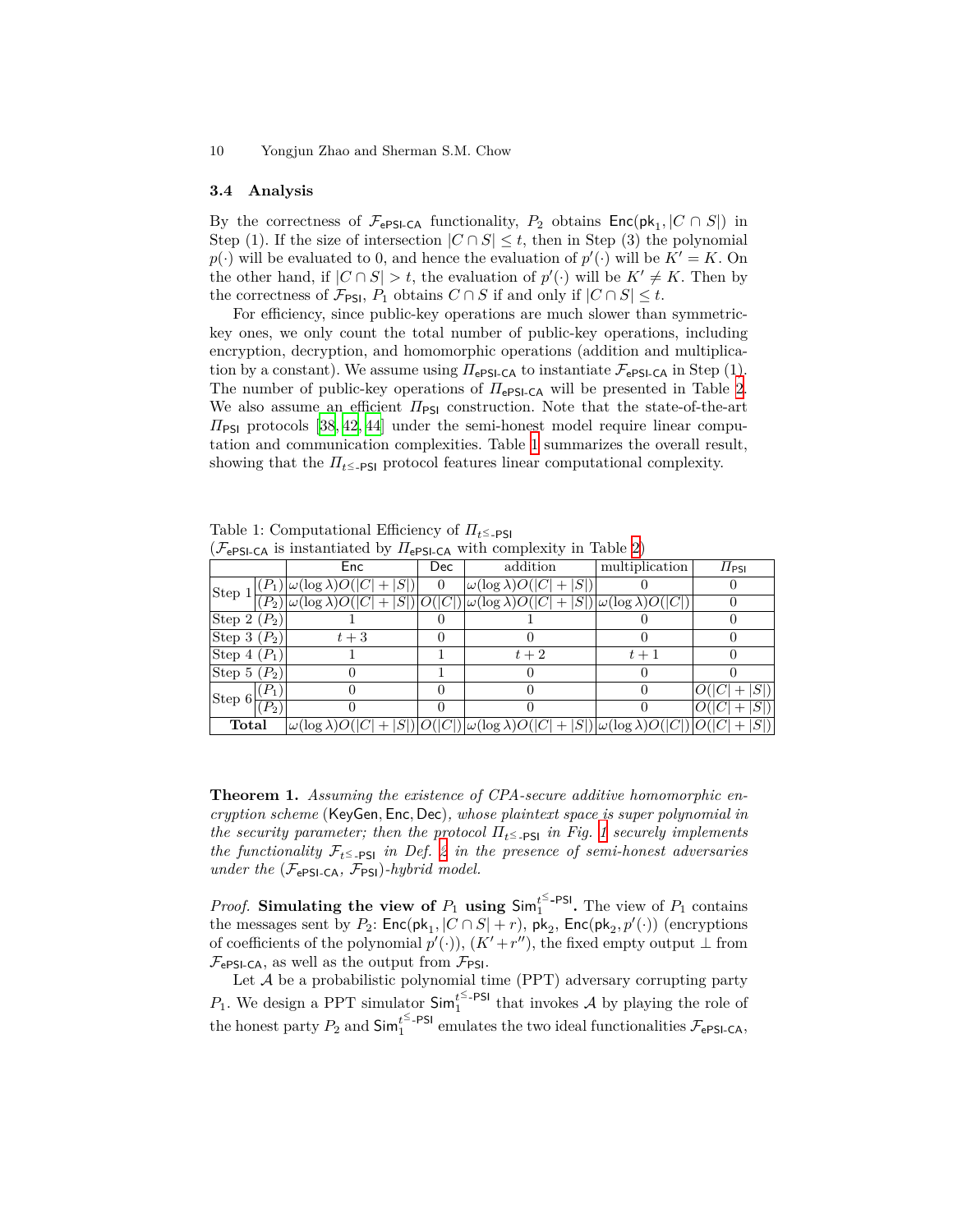### 3.4 Analysis

By the correctness of $\mathcal{F}_{\mathsf{ePSI\text{-}CA}}$ functionality, $P_2$ obtains $\mathsf{Enc}(\mathsf{pk}_1, |C \cap S|)$ in Step (1). If the size of intersection $|C \cap S| \leq t$, then in Step (3) the polynomial $p(\cdot)$ will be evaluated to 0, and hence the evaluation of $p'(\cdot)$ will be $K' = K$. On the other hand, if $|C \cap S| > t$, the evaluation of $p'(\cdot)$ will be $K' \neq K$. Then by the correctness of $\mathcal{F}_{\mathsf{PSI}}$, $P_1$ obtains $C \cap S$ if and only if $|C \cap S| \leq t$.

For efficiency, since public-key operations are much slower than symmetric-key ones, we only count the total number of public-key operations, including encryption, decryption, and homomorphic operations (addition and multiplication by a constant). We assume using $\Pi_{\mathsf{ePSI\text{-}CA}}$ to instantiate $\mathcal{F}_{\mathsf{ePSI\text{-}CA}}$ in Step (1). The number of public-key operations of $\Pi_{\mathsf{ePSI\text{-}CA}}$ will be presented in Table 2. We also assume an efficient $\Pi_{\mathsf{PSI}}$ construction. Note that the state-of-the-art $\Pi_{\mathsf{PSI}}$ protocols [38, 42, 44] under the semi-honest model require linear computation and communication complexities. Table 1 summarizes the overall result, showing that the $\Pi_{t^{\leq}\text{-}\mathsf{PSI}}$ protocol features linear computational complexity.

Table 1: Computational Efficiency of $\Pi_{t^{\leq}\text{-}\mathsf{PSI}}$
($\mathcal{F}_{\mathsf{ePSI\text{-}CA}}$ is instantiated by $\Pi_{\mathsf{ePSI\text{-}CA}}$ with complexity in Table 2)

| | | Enc | Dec | addition | multiplication | $\Pi_{\mathsf{PSI}}$ |
|---|---|---|---|---|---|---|
| Step 1 | $(P_1)$ | $\omega(\log\lambda)O(\lvert C\rvert+\lvert S\rvert)$ | 0 | $\omega(\log\lambda)O(\lvert C\rvert+\lvert S\rvert)$ | 0 | 0 |
| | $(P_2)$ | $\omega(\log\lambda)O(\lvert C\rvert+\lvert S\rvert)$ | $O(\lvert C\rvert)$ | $\omega(\log\lambda)O(\lvert C\rvert+\lvert S\rvert)$ | $\omega(\log\lambda)O(\lvert C\rvert)$ | 0 |
| Step 2 $(P_2)$ | | 1 | 0 | 1 | 0 | 0 |
| Step 3 $(P_2)$ | | $t+3$ | 0 | 0 | 0 | 0 |
| Step 4 $(P_1)$ | | 1 | 1 | $t+2$ | $t+1$ | 0 |
| Step 5 $(P_2)$ | | 0 | 1 | 0 | 0 | 0 |
| Step 6 | $(P_1)$ | 0 | 0 | 0 | 0 | $O(\lvert C\rvert+\lvert S\rvert)$ |
| | $(P_2)$ | 0 | 0 | 0 | 0 | $O(\lvert C\rvert+\lvert S\rvert)$ |
| **Total** | | $\omega(\log\lambda)O(\lvert C\rvert+\lvert S\rvert)$ | $O(\lvert C\rvert)$ | $\omega(\log\lambda)O(\lvert C\rvert+\lvert S\rvert)$ | $\omega(\log\lambda)O(\lvert C\rvert)$ | $O(\lvert C\rvert+\lvert S\rvert)$ |

**Theorem 1.** *Assuming the existence of CPA-secure additive homomorphic encryption scheme* (KeyGen, Enc, Dec)*, whose plaintext space is super polynomial in the security parameter; then the protocol $\Pi_{t^{\leq}\text{-}\mathsf{PSI}}$ in Fig. 1 securely implements the functionality $\mathcal{F}_{t^{\leq}\text{-}\mathsf{PSI}}$ in Def. 2 in the presence of semi-honest adversaries under the* ($\mathcal{F}_{\mathsf{ePSI\text{-}CA}}$, $\mathcal{F}_{\mathsf{PSI}}$)*-hybrid model.*

*Proof.* **Simulating the view of $P_1$ using $\mathsf{Sim}_1^{t^{\leq}\text{-}\mathsf{PSI}}$.** The view of $P_1$ contains the messages sent by $P_2$: $\mathsf{Enc}(\mathsf{pk}_1, |C \cap S| + r)$, $\mathsf{pk}_2$, $\mathsf{Enc}(\mathsf{pk}_2, p'(\cdot))$ (encryptions of coefficients of the polynomial $p'(\cdot)$), $(K' + r'')$, the fixed empty output $\perp$ from $\mathcal{F}_{\mathsf{ePSI\text{-}CA}}$, as well as the output from $\mathcal{F}_{\mathsf{PSI}}$.

Let $\mathcal{A}$ be a probabilistic polynomial time (PPT) adversary corrupting party $P_1$. We design a PPT simulator $\mathsf{Sim}_1^{t^{\leq}\text{-}\mathsf{PSI}}$ that invokes $\mathcal{A}$ by playing the role of the honest party $P_2$ and $\mathsf{Sim}_1^{t^{\leq}\text{-}\mathsf{PSI}}$ emulates the two ideal functionalities $\mathcal{F}_{\mathsf{ePSI\text{-}CA}}$,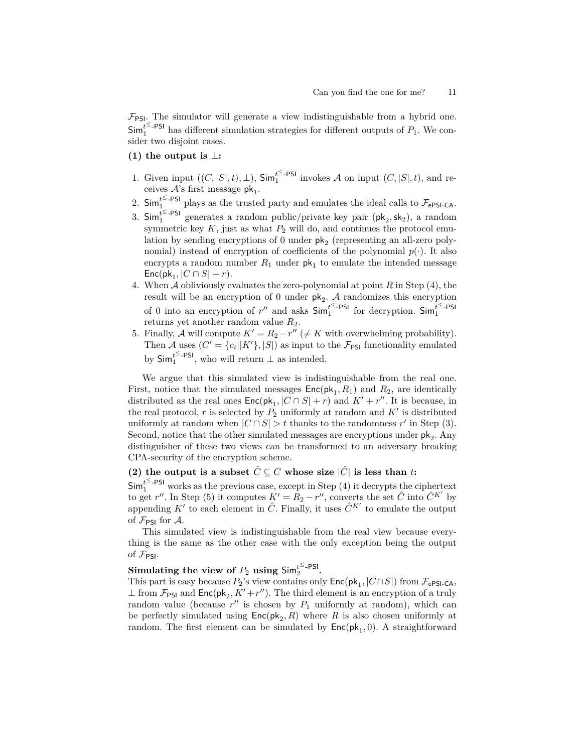$\mathcal{F}_{\mathsf{PSI}}$. The simulator will generate a view indistinguishable from a hybrid one. $\mathsf{Sim}_1^{t^{\leq}\text{-}\mathsf{PSI}}$ has different simulation strategies for different outputs of $P_1$. We consider two disjoint cases.

**(1) the output is $\perp$:**

1. Given input $((C, |S|, t), \perp)$, $\mathsf{Sim}_1^{t^{\leq}\text{-}\mathsf{PSI}}$ invokes $\mathcal{A}$ on input $(C, |S|, t)$, and receives $\mathcal{A}$'s first message $\mathsf{pk}_1$.
2. $\mathsf{Sim}_1^{t^{\leq}\text{-}\mathsf{PSI}}$ plays as the trusted party and emulates the ideal calls to $\mathcal{F}_{\mathsf{ePSI\text{-}CA}}$.
3. $\mathsf{Sim}_1^{t^{\leq}\text{-}\mathsf{PSI}}$ generates a random public/private key pair $(\mathsf{pk}_2, \mathsf{sk}_2)$, a random symmetric key $K$, just as what $P_2$ will do, and continues the protocol emulation by sending encryptions of 0 under $\mathsf{pk}_2$ (representing an all-zero polynomial) instead of encryption of coefficients of the polynomial $p(\cdot)$. It also encrypts a random number $R_1$ under $\mathsf{pk}_1$ to emulate the intended message $\mathsf{Enc}(\mathsf{pk}_1, |C \cap S| + r)$.
4. When $\mathcal{A}$ obliviously evaluates the zero-polynomial at point $R$ in Step (4), the result will be an encryption of 0 under $\mathsf{pk}_2$. $\mathcal{A}$ randomizes this encryption of 0 into an encryption of $r''$ and asks $\mathsf{Sim}_1^{t^{\leq}\text{-}\mathsf{PSI}}$ for decryption. $\mathsf{Sim}_1^{t^{\leq}\text{-}\mathsf{PSI}}$ returns yet another random value $R_2$.
5. Finally, $\mathcal{A}$ will compute $K' = R_2 - r''$ ($\neq K$ with overwhelming probability). Then $\mathcal{A}$ uses $(C' = \{c_i || K'\}, |S|)$ as input to the $\mathcal{F}_{\mathsf{PSI}}$ functionality emulated by $\mathsf{Sim}_1^{t^{\leq}\text{-}\mathsf{PSI}}$, who will return $\perp$ as intended.

We argue that this simulated view is indistinguishable from the real one. First, notice that the simulated messages $\mathsf{Enc}(\mathsf{pk}_1, R_1)$ and $R_2$, are identically distributed as the real ones $\mathsf{Enc}(\mathsf{pk}_1, |C \cap S| + r)$ and $K' + r''$. It is because, in the real protocol, $r$ is selected by $P_2$ uniformly at random and $K'$ is distributed uniformly at random when $|C \cap S| > t$ thanks to the randomness $r'$ in Step (3). Second, notice that the other simulated messages are encryptions under $\mathsf{pk}_2$. Any distinguisher of these two views can be transformed to an adversary breaking CPA-security of the encryption scheme.

**(2) the output is a subset $\hat{C} \subseteq C$ whose size $|\hat{C}|$ is less than $t$:**
$\mathsf{Sim}_1^{t^{\leq}\text{-}\mathsf{PSI}}$ works as the previous case, except in Step (4) it decrypts the ciphertext to get $r''$. In Step (5) it computes $K' = R_2 - r''$, converts the set $\hat{C}$ into $\hat{C}^{K'}$ by appending $K'$ to each element in $\hat{C}$. Finally, it uses $\hat{C}^{K'}$ to emulate the output of $\mathcal{F}_{\mathsf{PSI}}$ for $\mathcal{A}$.

This simulated view is indistinguishable from the real view because everything is the same as the other case with the only exception being the output of $\mathcal{F}_{\mathsf{PSI}}$.

**Simulating the view of $P_2$ using $\mathsf{Sim}_2^{t^{\leq}\text{-}\mathsf{PSI}}$.**
This part is easy because $P_2$'s view contains only $\mathsf{Enc}(\mathsf{pk}_1, |C \cap S|)$ from $\mathcal{F}_{\mathsf{ePSI\text{-}CA}}$, $\perp$ from $\mathcal{F}_{\mathsf{PSI}}$ and $\mathsf{Enc}(\mathsf{pk}_2, K' + r'')$. The third element is an encryption of a truly random value (because $r''$ is chosen by $P_1$ uniformly at random), which can be perfectly simulated using $\mathsf{Enc}(\mathsf{pk}_2, R)$ where $R$ is also chosen uniformly at random. The first element can be simulated by $\mathsf{Enc}(\mathsf{pk}_1, 0)$. A straightforward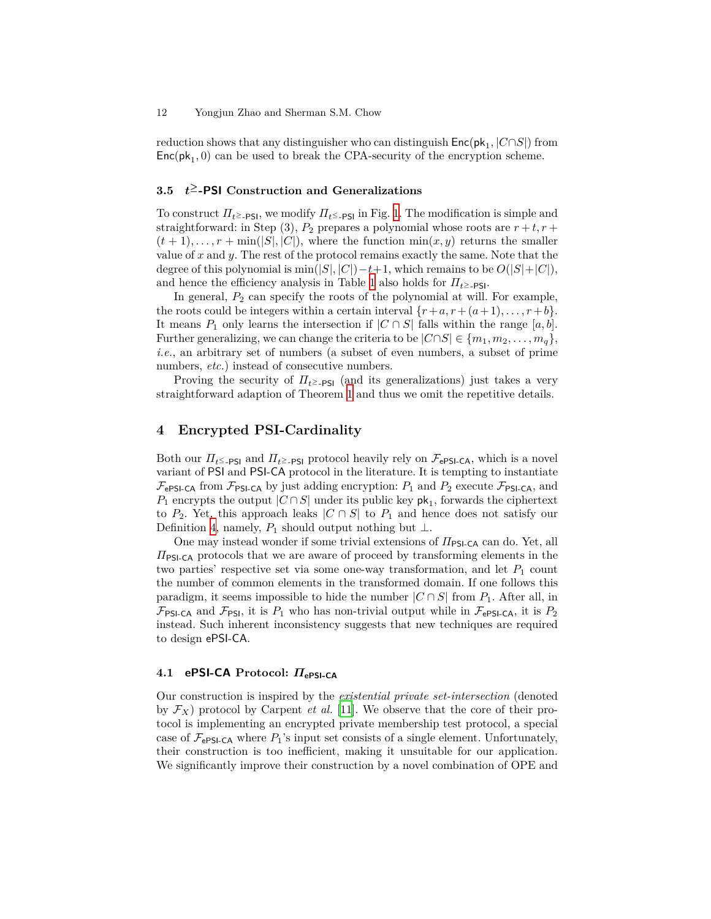reduction shows that any distinguisher who can distinguish $\mathsf{Enc}(\mathsf{pk}_1, |C \cap S|)$ from $\mathsf{Enc}(\mathsf{pk}_1, 0)$ can be used to break the CPA-security of the encryption scheme.

### 3.5 $t^{\geq}$-PSI Construction and Generalizations

To construct $\Pi_{t^{\geq}\text{-PSI}}$, we modify $\Pi_{t^{\leq}\text{-PSI}}$ in Fig. 1. The modification is simple and straightforward: in Step (3), $P_2$ prepares a polynomial whose roots are $r + t, r + (t+1), \ldots, r + \min(|S|, |C|)$, where the function $\min(x, y)$ returns the smaller value of $x$ and $y$. The rest of the protocol remains exactly the same. Note that the degree of this polynomial is $\min(|S|, |C|) - t + 1$, which remains to be $O(|S| + |C|)$, and hence the efficiency analysis in Table 1 also holds for $\Pi_{t^{\geq}\text{-PSI}}$.

In general, $P_2$ can specify the roots of the polynomial at will. For example, the roots could be integers within a certain interval $\{r + a, r + (a+1), \ldots, r + b\}$. It means $P_1$ only learns the intersection if $|C \cap S|$ falls within the range $[a, b]$. Further generalizing, we can change the criteria to be $|C \cap S| \in \{m_1, m_2, \ldots, m_q\}$, *i.e.*, an arbitrary set of numbers (a subset of even numbers, a subset of prime numbers, *etc.*) instead of consecutive numbers.

Proving the security of $\Pi_{t^{\geq}\text{-PSI}}$ (and its generalizations) just takes a very straightforward adaption of Theorem 1 and thus we omit the repetitive details.

## 4 Encrypted PSI-Cardinality

Both our $\Pi_{t^{\leq}\text{-PSI}}$ and $\Pi_{t^{\geq}\text{-PSI}}$ protocol heavily rely on $\mathcal{F}_{\mathsf{ePSI\text{-}CA}}$, which is a novel variant of PSI and PSI-CA protocol in the literature. It is tempting to instantiate $\mathcal{F}_{\mathsf{ePSI\text{-}CA}}$ from $\mathcal{F}_{\mathsf{PSI\text{-}CA}}$ by just adding encryption: $P_1$ and $P_2$ execute $\mathcal{F}_{\mathsf{PSI\text{-}CA}}$, and $P_1$ encrypts the output $|C \cap S|$ under its public key $\mathsf{pk}_1$, forwards the ciphertext to $P_2$. Yet, this approach leaks $|C \cap S|$ to $P_1$ and hence does not satisfy our Definition 4, namely, $P_1$ should output nothing but $\perp$.

One may instead wonder if some trivial extensions of $\Pi_{\mathsf{PSI\text{-}CA}}$ can do. Yet, all $\Pi_{\mathsf{PSI\text{-}CA}}$ protocols that we are aware of proceed by transforming elements in the two parties' respective set via some one-way transformation, and let $P_1$ count the number of common elements in the transformed domain. If one follows this paradigm, it seems impossible to hide the number $|C \cap S|$ from $P_1$. After all, in $\mathcal{F}_{\mathsf{PSI\text{-}CA}}$ and $\mathcal{F}_{\mathsf{PSI}}$, it is $P_1$ who has non-trivial output while in $\mathcal{F}_{\mathsf{ePSI\text{-}CA}}$, it is $P_2$ instead. Such inherent inconsistency suggests that new techniques are required to design ePSI-CA.

### 4.1 ePSI-CA Protocol: $\Pi_{\mathsf{ePSI\text{-}CA}}$

Our construction is inspired by the *existential private set-intersection* (denoted by $\mathcal{F}_X$) protocol by Carpent *et al.* [11]. We observe that the core of their protocol is implementing an encrypted private membership test protocol, a special case of $\mathcal{F}_{\mathsf{ePSI\text{-}CA}}$ where $P_1$'s input set consists of a single element. Unfortunately, their construction is too inefficient, making it unsuitable for our application. We significantly improve their construction by a novel combination of OPE and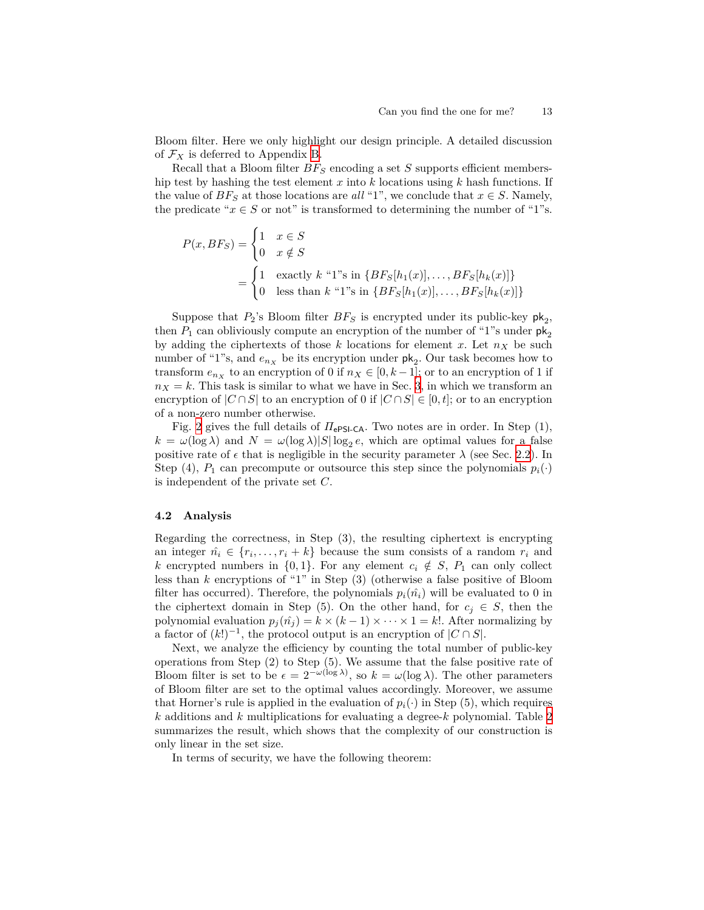Bloom filter. Here we only highlight our design principle. A detailed discussion of $\mathcal{F}_X$ is deferred to Appendix B.

Recall that a Bloom filter $BF_S$ encoding a set $S$ supports efficient membership test by hashing the test element $x$ into $k$ locations using $k$ hash functions. If the value of $BF_S$ at those locations are *all* "1", we conclude that $x \in S$. Namely, the predicate "$x \in S$ or not" is transformed to determining the number of "1"s.

$$
\begin{aligned}
P(x, BF_S) &= \begin{cases} 1 & x \in S \\ 0 & x \notin S \end{cases} \\
&= \begin{cases} 1 & \text{exactly } k \text{ "1"s in } \{BF_S[h_1(x)], \ldots, BF_S[h_k(x)]\} \\ 0 & \text{less than } k \text{ "1"s in } \{BF_S[h_1(x)], \ldots, BF_S[h_k(x)]\} \end{cases}
\end{aligned}
$$

Suppose that $P_2$'s Bloom filter $BF_S$ is encrypted under its public-key $\mathsf{pk}_2$, then $P_1$ can obliviously compute an encryption of the number of "1"s under $\mathsf{pk}_2$ by adding the ciphertexts of those $k$ locations for element $x$. Let $n_X$ be such number of "1"s, and $e_{n_X}$ be its encryption under $\mathsf{pk}_2$. Our task becomes how to transform $e_{n_X}$ to an encryption of 0 if $n_X \in [0, k-1]$; or to an encryption of 1 if $n_X = k$. This task is similar to what we have in Sec. 3, in which we transform an encryption of $|C \cap S|$ to an encryption of 0 if $|C \cap S| \in [0, t]$; or to an encryption of a non-zero number otherwise.

Fig. 2 gives the full details of $\Pi_{\mathsf{ePSI\text{-}CA}}$. Two notes are in order. In Step (1), $k = \omega(\log \lambda)$ and $N = \omega(\log \lambda)|S| \log_2 e$, which are optimal values for a false positive rate of $\epsilon$ that is negligible in the security parameter $\lambda$ (see Sec. 2.2). In Step (4), $P_1$ can precompute or outsource this step since the polynomials $p_i(\cdot)$ is independent of the private set $C$.

### 4.2 Analysis

Regarding the correctness, in Step (3), the resulting ciphertext is encrypting an integer $\hat{n_i} \in \{r_i, \ldots, r_i + k\}$ because the sum consists of a random $r_i$ and $k$ encrypted numbers in $\{0, 1\}$. For any element $c_i \notin S$, $P_1$ can only collect less than $k$ encryptions of "1" in Step (3) (otherwise a false positive of Bloom filter has occurred). Therefore, the polynomials $p_i(\hat{n_i})$ will be evaluated to 0 in the ciphertext domain in Step (5). On the other hand, for $c_j \in S$, then the polynomial evaluation $p_j(\hat{n_j}) = k \times (k-1) \times \cdots \times 1 = k!$. After normalizing by a factor of $(k!)^{-1}$, the protocol output is an encryption of $|C \cap S|$.

Next, we analyze the efficiency by counting the total number of public-key operations from Step (2) to Step (5). We assume that the false positive rate of Bloom filter is set to be $\epsilon = 2^{-\omega(\log \lambda)}$, so $k = \omega(\log \lambda)$. The other parameters of Bloom filter are set to the optimal values accordingly. Moreover, we assume that Horner's rule is applied in the evaluation of $p_i(\cdot)$ in Step (5), which requires $k$ additions and $k$ multiplications for evaluating a degree-$k$ polynomial. Table 2 summarizes the result, which shows that the complexity of our construction is only linear in the set size.

In terms of security, we have the following theorem: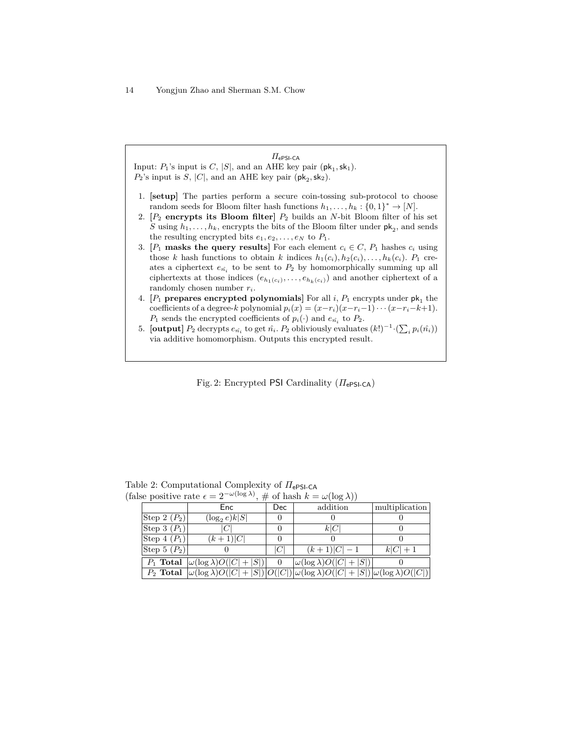$\Pi_{\mathsf{ePSI\text{-}CA}}$

Input: $P_1$'s input is $C$, $|S|$, and an AHE key pair $(\mathsf{pk}_1, \mathsf{sk}_1)$.
$P_2$'s input is $S$, $|C|$, and an AHE key pair $(\mathsf{pk}_2, \mathsf{sk}_2)$.

1. **[setup]** The parties perform a secure coin-tossing sub-protocol to choose random seeds for Bloom filter hash functions $h_1, \ldots, h_k : \{0,1\}^* \rightarrow [N]$.
2. [$P_2$ **encrypts its Bloom filter**] $P_2$ builds an $N$-bit Bloom filter of his set $S$ using $h_1, \ldots, h_k$, encrypts the bits of the Bloom filter under $\mathsf{pk}_2$, and sends the resulting encrypted bits $e_1, e_2, \ldots, e_N$ to $P_1$.
3. [$P_1$ **masks the query results**] For each element $c_i \in C$, $P_1$ hashes $c_i$ using those $k$ hash functions to obtain $k$ indices $h_1(c_i), h_2(c_i), \ldots, h_k(c_i)$. $P_1$ creates a ciphertext $e_{\hat{n_i}}$ to be sent to $P_2$ by homomorphically summing up all ciphertexts at those indices $(e_{h_1(c_i)}, \ldots, e_{h_k(c_i)})$ and another ciphertext of a randomly chosen number $r_i$.
4. [$P_1$ **prepares encrypted polynomials**] For all $i$, $P_1$ encrypts under $\mathsf{pk}_1$ the coefficients of a degree-$k$ polynomial $p_i(x) = (x - r_i)(x - r_i - 1) \cdots (x - r_i - k + 1)$. $P_1$ sends the encrypted coefficients of $p_i(\cdot)$ and $e_{\hat{n_i}}$ to $P_2$.
5. **[output]** $P_2$ decrypts $e_{\hat{n_i}}$ to get $\hat{n_i}$. $P_2$ obliviously evaluates $(k!)^{-1} \cdot (\sum_i p_i(\hat{n_i}))$ via additive homomorphism. Outputs this encrypted result.

Fig. 2: Encrypted PSI Cardinality ($\Pi_{\mathsf{ePSI\text{-}CA}}$)

Table 2: Computational Complexity of $\Pi_{\mathsf{ePSI\text{-}CA}}$
(false positive rate $\epsilon = 2^{-\omega(\log \lambda)}$, # of hash $k = \omega(\log \lambda)$)

| | Enc | Dec | addition | multiplication |
|---|---|---|---|---|
| Step 2 ($P_2$) | $(\log_2 e)k\lvert S\rvert$ | 0 | 0 | 0 |
| Step 3 ($P_1$) | $\lvert C\rvert$ | 0 | $k\lvert C\rvert$ | 0 |
| Step 4 ($P_1$) | $(k+1)\lvert C\rvert$ | 0 | 0 | 0 |
| Step 5 ($P_2$) | 0 | $\lvert C\rvert$ | $(k+1)\lvert C\rvert - 1$ | $k\lvert C\rvert + 1$ |
| $P_1$ **Total** | $\omega(\log \lambda)O(\lvert C\rvert + \lvert S\rvert)$ | 0 | $\omega(\log \lambda)O(\lvert C\rvert + \lvert S\rvert)$ | 0 |
| $P_2$ **Total** | $\omega(\log \lambda)O(\lvert C\rvert + \lvert S\rvert)$ | $O(\lvert C\rvert)$ | $\omega(\log \lambda)O(\lvert C\rvert + \lvert S\rvert)$ | $\omega(\log \lambda)O(\lvert C\rvert)$ |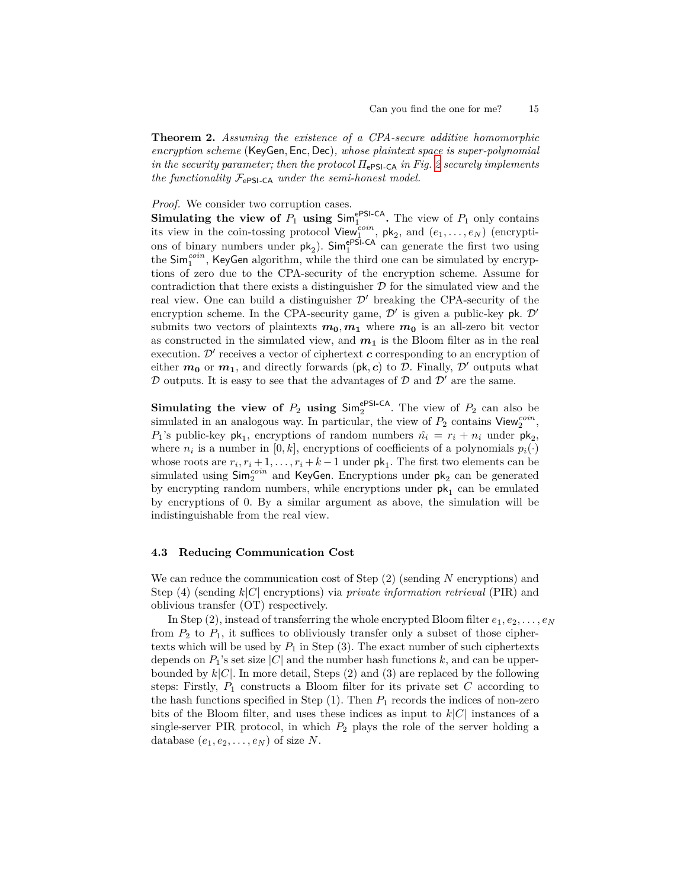**Theorem 2.** *Assuming the existence of a CPA-secure additive homomorphic encryption scheme* (KeyGen, Enc, Dec)*, whose plaintext space is super-polynomial in the security parameter; then the protocol $\Pi_{\mathsf{ePSI\text{-}CA}}$ in Fig. 2 securely implements the functionality $\mathcal{F}_{\mathsf{ePSI\text{-}CA}}$ under the semi-honest model.*

*Proof.* We consider two corruption cases.

**Simulating the view of $P_1$ using $\mathsf{Sim}_1^{\mathsf{ePSI\text{-}CA}}$.** The view of $P_1$ only contains its view in the coin-tossing protocol $\mathsf{View}_1^{coin}$, $\mathsf{pk}_2$, and $(e_1, \ldots, e_N)$ (encryptions of binary numbers under $\mathsf{pk}_2$). $\mathsf{Sim}_1^{\mathsf{ePSI\text{-}CA}}$ can generate the first two using the $\mathsf{Sim}_1^{coin}$, KeyGen algorithm, while the third one can be simulated by encryptions of zero due to the CPA-security of the encryption scheme. Assume for contradiction that there exists a distinguisher $\mathcal{D}$ for the simulated view and the real view. One can build a distinguisher $\mathcal{D}'$ breaking the CPA-security of the encryption scheme. In the CPA-security game, $\mathcal{D}'$ is given a public-key $\mathsf{pk}$. $\mathcal{D}'$ submits two vectors of plaintexts $\boldsymbol{m_0}, \boldsymbol{m_1}$ where $\boldsymbol{m_0}$ is an all-zero bit vector as constructed in the simulated view, and $\boldsymbol{m_1}$ is the Bloom filter as in the real execution. $\mathcal{D}'$ receives a vector of ciphertext $\boldsymbol{c}$ corresponding to an encryption of either $\boldsymbol{m_0}$ or $\boldsymbol{m_1}$, and directly forwards $(\mathsf{pk}, \boldsymbol{c})$ to $\mathcal{D}$. Finally, $\mathcal{D}'$ outputs what $\mathcal{D}$ outputs. It is easy to see that the advantages of $\mathcal{D}$ and $\mathcal{D}'$ are the same.

**Simulating the view of $P_2$ using $\mathsf{Sim}_2^{\mathsf{ePSI\text{-}CA}}$.** The view of $P_2$ can also be simulated in an analogous way. In particular, the view of $P_2$ contains $\mathsf{View}_2^{coin}$, $P_1$'s public-key $\mathsf{pk}_1$, encryptions of random numbers $\hat{n}_i = r_i + n_i$ under $\mathsf{pk}_2$, where $n_i$ is a number in $[0, k]$, encryptions of coefficients of a polynomials $p_i(\cdot)$ whose roots are $r_i, r_i + 1, \ldots, r_i + k - 1$ under $\mathsf{pk}_1$. The first two elements can be simulated using $\mathsf{Sim}_2^{coin}$ and KeyGen. Encryptions under $\mathsf{pk}_2$ can be generated by encrypting random numbers, while encryptions under $\mathsf{pk}_1$ can be emulated by encryptions of 0. By a similar argument as above, the simulation will be indistinguishable from the real view.

### 4.3 Reducing Communication Cost

We can reduce the communication cost of Step (2) (sending $N$ encryptions) and Step (4) (sending $k|C|$ encryptions) via *private information retrieval* (PIR) and oblivious transfer (OT) respectively.

In Step (2), instead of transferring the whole encrypted Bloom filter $e_1, e_2, \ldots, e_N$ from $P_2$ to $P_1$, it suffices to obliviously transfer only a subset of those ciphertexts which will be used by $P_1$ in Step (3). The exact number of such ciphertexts depends on $P_1$'s set size $|C|$ and the number hash functions $k$, and can be upper-bounded by $k|C|$. In more detail, Steps (2) and (3) are replaced by the following steps: Firstly, $P_1$ constructs a Bloom filter for its private set $C$ according to the hash functions specified in Step (1). Then $P_1$ records the indices of non-zero bits of the Bloom filter, and uses these indices as input to $k|C|$ instances of a single-server PIR protocol, in which $P_2$ plays the role of the server holding a database $(e_1, e_2, \ldots, e_N)$ of size $N$.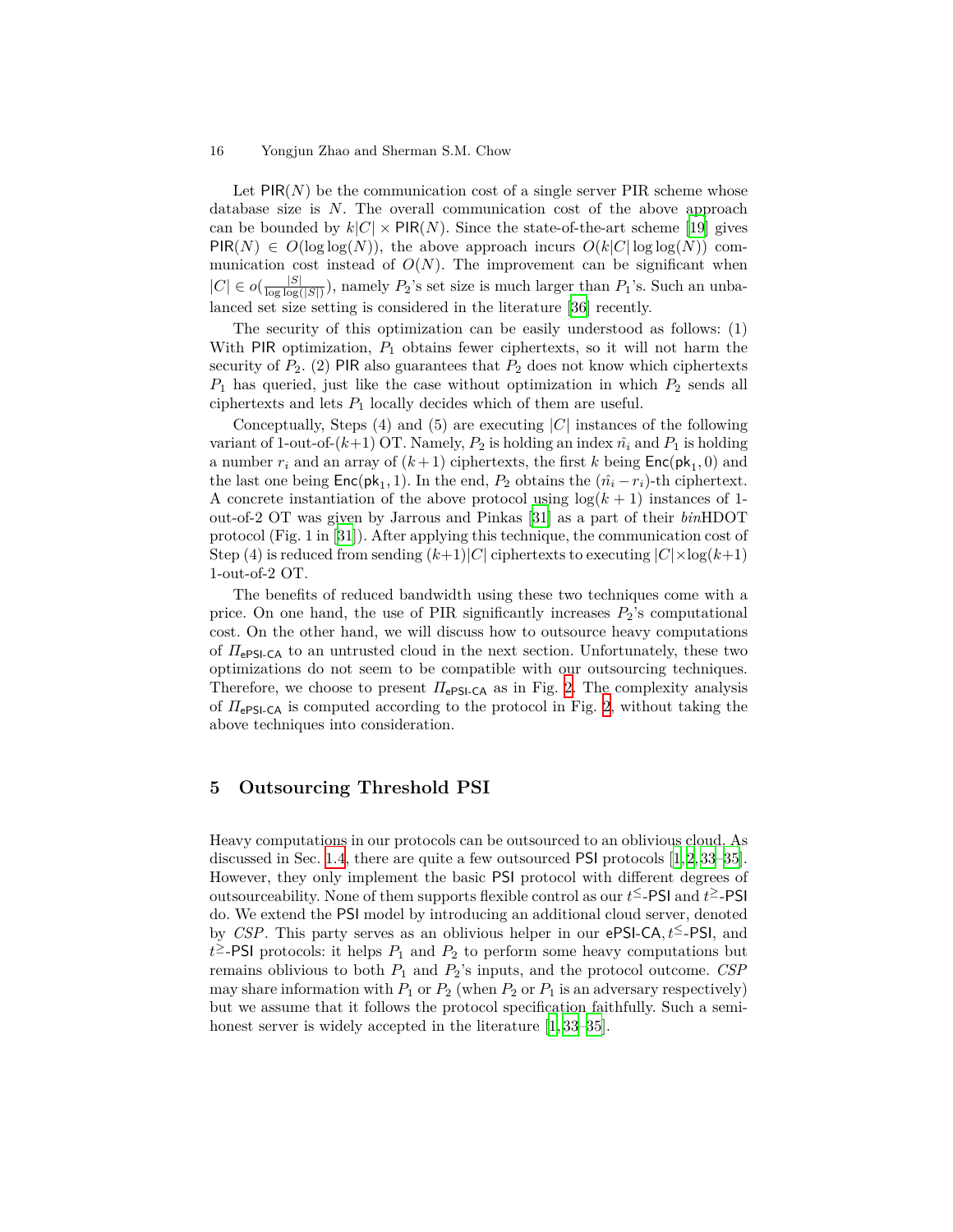Let $\mathsf{PIR}(N)$ be the communication cost of a single server PIR scheme whose database size is $N$. The overall communication cost of the above approach can be bounded by $k|C| \times \mathsf{PIR}(N)$. Since the state-of-the-art scheme [19] gives $\mathsf{PIR}(N) \in O(\log\log(N))$, the above approach incurs $O(k|C|\log\log(N))$ communication cost instead of $O(N)$. The improvement can be significant when $|C| \in o(\frac{|S|}{\log\log(|S|)})$, namely $P_2$'s set size is much larger than $P_1$'s. Such an unbalanced set size setting is considered in the literature [36] recently.

The security of this optimization can be easily understood as follows: (1) With PIR optimization, $P_1$ obtains fewer ciphertexts, so it will not harm the security of $P_2$. (2) PIR also guarantees that $P_2$ does not know which ciphertexts $P_1$ has queried, just like the case without optimization in which $P_2$ sends all ciphertexts and lets $P_1$ locally decides which of them are useful.

Conceptually, Steps (4) and (5) are executing $|C|$ instances of the following variant of 1-out-of-$(k+1)$ OT. Namely, $P_2$ is holding an index $\hat{n}_i$ and $P_1$ is holding a number $r_i$ and an array of $(k+1)$ ciphertexts, the first $k$ being $\mathsf{Enc}(\mathsf{pk}_1, 0)$ and the last one being $\mathsf{Enc}(\mathsf{pk}_1, 1)$. In the end, $P_2$ obtains the $(\hat{n}_i - r_i)$-th ciphertext. A concrete instantiation of the above protocol using $\log(k+1)$ instances of 1-out-of-2 OT was given by Jarrous and Pinkas [31] as a part of their *bin*HDOT protocol (Fig. 1 in [31]). After applying this technique, the communication cost of Step (4) is reduced from sending $(k+1)|C|$ ciphertexts to executing $|C| \times \log(k+1)$ 1-out-of-2 OT.

The benefits of reduced bandwidth using these two techniques come with a price. On one hand, the use of PIR significantly increases $P_2$'s computational cost. On the other hand, we will discuss how to outsource heavy computations of $\Pi_{\mathsf{ePSI\text{-}CA}}$ to an untrusted cloud in the next section. Unfortunately, these two optimizations do not seem to be compatible with our outsourcing techniques. Therefore, we choose to present $\Pi_{\mathsf{ePSI\text{-}CA}}$ as in Fig. 2. The complexity analysis of $\Pi_{\mathsf{ePSI\text{-}CA}}$ is computed according to the protocol in Fig. 2, without taking the above techniques into consideration.

## 5 Outsourcing Threshold PSI

Heavy computations in our protocols can be outsourced to an oblivious cloud. As discussed in Sec. 1.4, there are quite a few outsourced PSI protocols [1, 2, 33–35]. However, they only implement the basic PSI protocol with different degrees of outsourceability. None of them supports flexible control as our $t^{\leq}$-PSI and $t^{\geq}$-PSI do. We extend the PSI model by introducing an additional cloud server, denoted by *CSP*. This party serves as an oblivious helper in our ePSI-CA, $t^{\leq}$-PSI, and $t^{\geq}$-PSI protocols: it helps $P_1$ and $P_2$ to perform some heavy computations but remains oblivious to both $P_1$ and $P_2$'s inputs, and the protocol outcome. *CSP* may share information with $P_1$ or $P_2$ (when $P_2$ or $P_1$ is an adversary respectively) but we assume that it follows the protocol specification faithfully. Such a semi-honest server is widely accepted in the literature [1, 33–35].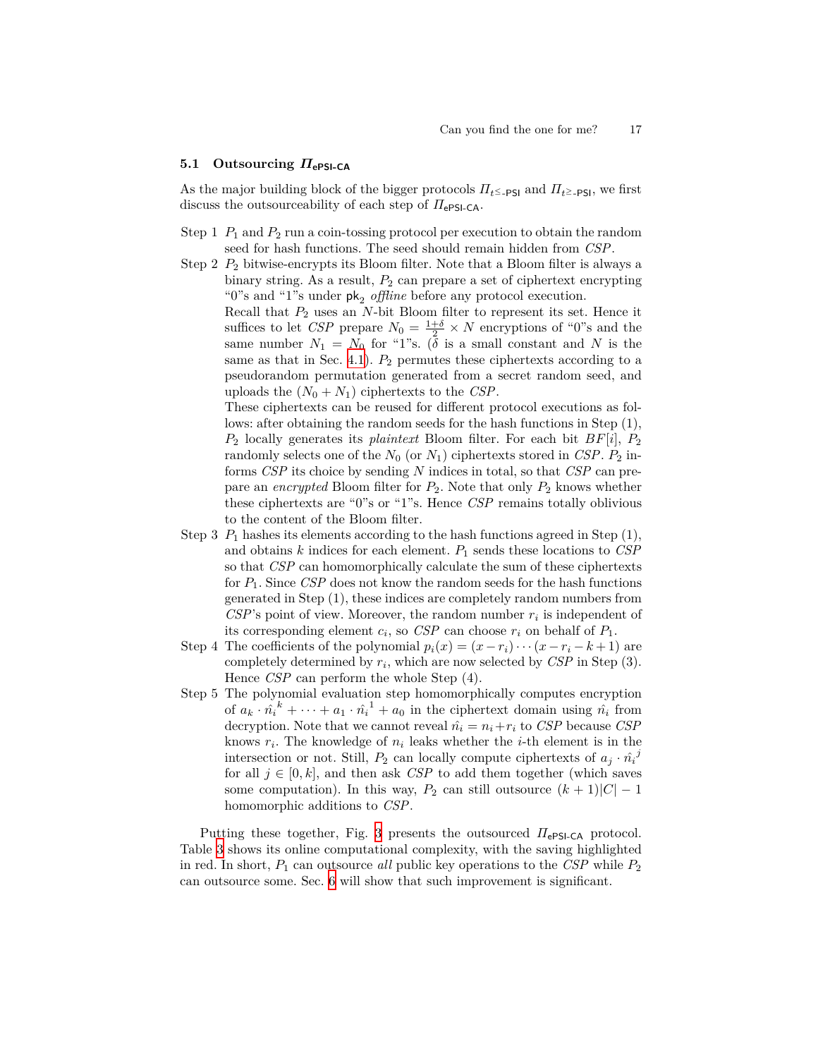### 5.1 Outsourcing $\Pi_{\mathsf{ePSI\text{-}CA}}$

As the major building block of the bigger protocols $\Pi_{t\leq\text{-}\mathsf{PSI}}$ and $\Pi_{t\geq\text{-}\mathsf{PSI}}$, we first discuss the outsourceability of each step of $\Pi_{\mathsf{ePSI\text{-}CA}}$.

Step 1 $P_1$ and $P_2$ run a coin-tossing protocol per execution to obtain the random seed for hash functions. The seed should remain hidden from *CSP*.

Step 2 $P_2$ bitwise-encrypts its Bloom filter. Note that a Bloom filter is always a binary string. As a result, $P_2$ can prepare a set of ciphertext encrypting "0"s and "1"s under $\mathsf{pk}_2$ *offline* before any protocol execution.

Recall that $P_2$ uses an $N$-bit Bloom filter to represent its set. Hence it suffices to let *CSP* prepare $N_0 = \frac{1+\delta}{2} \times N$ encryptions of "0"s and the same number $N_1 = N_0$ for "1"s. ($\delta$ is a small constant and $N$ is the same as that in Sec. 4.1). $P_2$ permutes these ciphertexts according to a pseudorandom permutation generated from a secret random seed, and uploads the $(N_0 + N_1)$ ciphertexts to the *CSP*.

These ciphertexts can be reused for different protocol executions as follows: after obtaining the random seeds for the hash functions in Step (1), $P_2$ locally generates its *plaintext* Bloom filter. For each bit $BF[i]$, $P_2$ randomly selects one of the $N_0$ (or $N_1$) ciphertexts stored in *CSP*. $P_2$ informs *CSP* its choice by sending $N$ indices in total, so that *CSP* can prepare an *encrypted* Bloom filter for $P_2$. Note that only $P_2$ knows whether these ciphertexts are "0"s or "1"s. Hence *CSP* remains totally oblivious to the content of the Bloom filter.

Step 3 $P_1$ hashes its elements according to the hash functions agreed in Step (1), and obtains $k$ indices for each element. $P_1$ sends these locations to *CSP* so that *CSP* can homomorphically calculate the sum of these ciphertexts for $P_1$. Since *CSP* does not know the random seeds for the hash functions generated in Step (1), these indices are completely random numbers from *CSP*'s point of view. Moreover, the random number $r_i$ is independent of its corresponding element $c_i$, so *CSP* can choose $r_i$ on behalf of $P_1$.

Step 4 The coefficients of the polynomial $p_i(x) = (x - r_i) \cdots (x - r_i - k + 1)$ are completely determined by $r_i$, which are now selected by *CSP* in Step (3). Hence *CSP* can perform the whole Step (4).

Step 5 The polynomial evaluation step homomorphically computes encryption of $a_k \cdot \hat{n_i}^k + \cdots + a_1 \cdot \hat{n_i}^1 + a_0$ in the ciphertext domain using $\hat{n}_i$ from decryption. Note that we cannot reveal $\hat{n}_i = n_i + r_i$ to *CSP* because *CSP* knows $r_i$. The knowledge of $n_i$ leaks whether the $i$-th element is in the intersection or not. Still, $P_2$ can locally compute ciphertexts of $a_j \cdot \hat{n_i}^j$ for all $j \in [0, k]$, and then ask *CSP* to add them together (which saves some computation). In this way, $P_2$ can still outsource $(k+1)|C| - 1$ homomorphic additions to *CSP*.

Putting these together, Fig. 3 presents the outsourced $\Pi_{\mathsf{ePSI\text{-}CA}}$ protocol. Table 3 shows its online computational complexity, with the saving highlighted in red. In short, $P_1$ can outsource *all* public key operations to the *CSP* while $P_2$ can outsource some. Sec. 6 will show that such improvement is significant.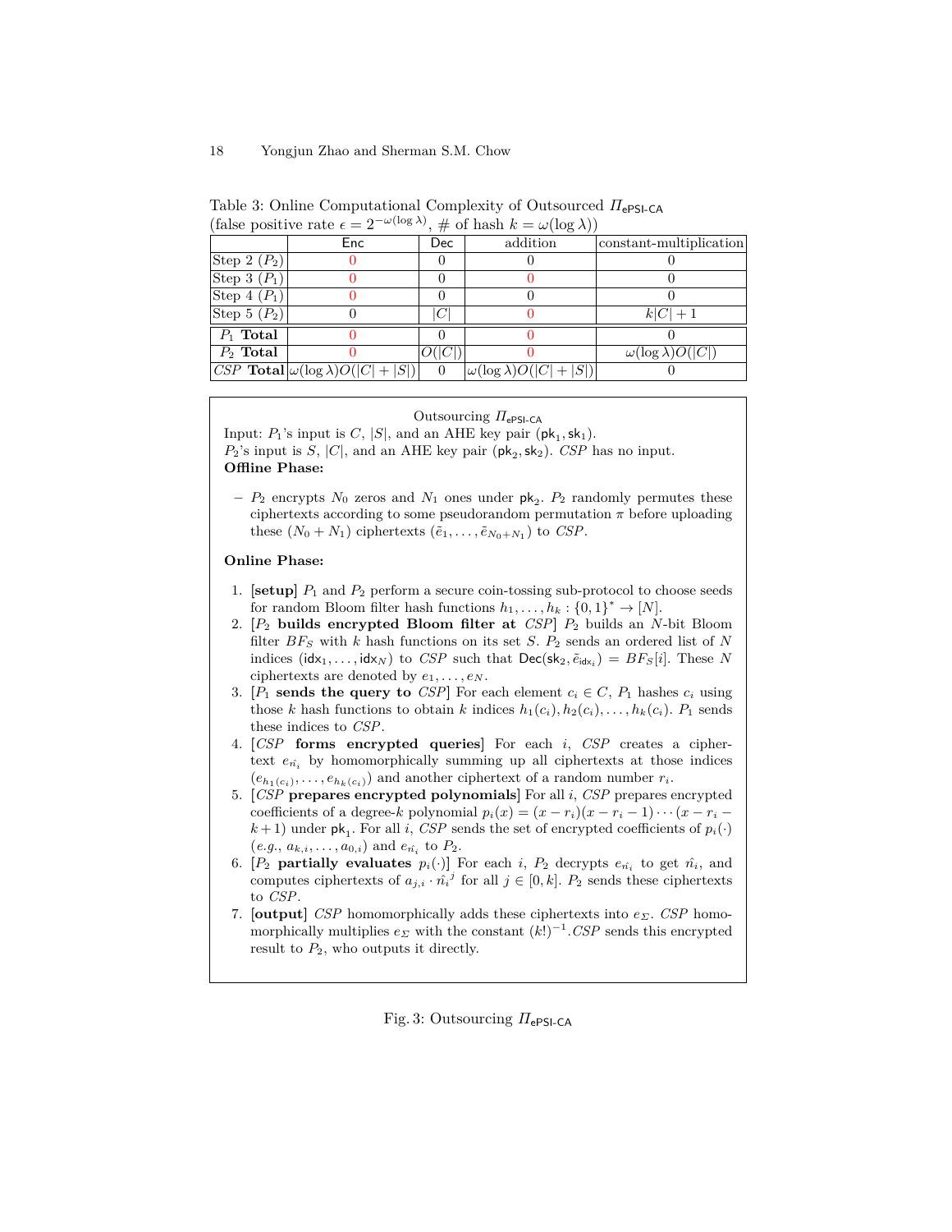Table 3: Online Computational Complexity of Outsourced $\Pi_{\mathsf{ePSI\text{-}CA}}$ (false positive rate $\epsilon = 2^{-\omega(\log \lambda)}$, # of hash $k = \omega(\log \lambda)$)

| | Enc | Dec | addition | constant-multiplication |
|---|---|---|---|---|
| Step 2 ($P_2$) | 0 | 0 | 0 | 0 |
| Step 3 ($P_1$) | 0 | 0 | 0 | 0 |
| Step 4 ($P_1$) | 0 | 0 | 0 | 0 |
| Step 5 ($P_2$) | 0 | $\lvert C\rvert$ | 0 | $k\lvert C\rvert + 1$ |
| $P_1$ **Total** | 0 | 0 | 0 | 0 |
| $P_2$ **Total** | 0 | $O(\lvert C\rvert)$ | 0 | $\omega(\log \lambda)O(\lvert C\rvert)$ |
| $CSP$ **Total** | $\omega(\log \lambda)O(\lvert C\rvert + \lvert S\rvert)$ | 0 | $\omega(\log \lambda)O(\lvert C\rvert + \lvert S\rvert)$ | 0 |

Outsourcing $\Pi_{\mathsf{ePSI\text{-}CA}}$

Input: $P_1$'s input is $C$, $|S|$, and an AHE key pair $(\mathsf{pk}_1, \mathsf{sk}_1)$.
$P_2$'s input is $S$, $|C|$, and an AHE key pair $(\mathsf{pk}_2, \mathsf{sk}_2)$. $CSP$ has no input.
**Offline Phase:**

- $P_2$ encrypts $N_0$ zeros and $N_1$ ones under $\mathsf{pk}_2$. $P_2$ randomly permutes these ciphertexts according to some pseudorandom permutation $\pi$ before uploading these $(N_0 + N_1)$ ciphertexts $(\tilde{e}_1, \ldots, \tilde{e}_{N_0+N_1})$ to $CSP$.

**Online Phase:**

1. **[setup]** $P_1$ and $P_2$ perform a secure coin-tossing sub-protocol to choose seeds for random Bloom filter hash functions $h_1, \ldots, h_k : \{0,1\}^* \to [N]$.
2. [$P_2$ **builds encrypted Bloom filter at** $CSP$] $P_2$ builds an $N$-bit Bloom filter $BF_S$ with $k$ hash functions on its set $S$. $P_2$ sends an ordered list of $N$ indices $(\mathsf{idx}_1, \ldots, \mathsf{idx}_N)$ to $CSP$ such that $\mathsf{Dec}(\mathsf{sk}_2, \tilde{e}_{\mathsf{idx}_i}) = BF_S[i]$. These $N$ ciphertexts are denoted by $e_1, \ldots, e_N$.
3. [$P_1$ **sends the query to** $CSP$] For each element $c_i \in C$, $P_1$ hashes $c_i$ using those $k$ hash functions to obtain $k$ indices $h_1(c_i), h_2(c_i), \ldots, h_k(c_i)$. $P_1$ sends these indices to $CSP$.
4. [$CSP$ **forms encrypted queries**] For each $i$, $CSP$ creates a ciphertext $e_{\hat{n_i}}$ by homomorphically summing up all ciphertexts at those indices $(e_{h_1(c_i)}, \ldots, e_{h_k(c_i)})$ and another ciphertext of a random number $r_i$.
5. [$CSP$ **prepares encrypted polynomials**] For all $i$, $CSP$ prepares encrypted coefficients of a degree-$k$ polynomial $p_i(x) = (x - r_i)(x - r_i - 1)\cdots(x - r_i - k + 1)$ under $\mathsf{pk}_1$. For all $i$, $CSP$ sends the set of encrypted coefficients of $p_i(\cdot)$ (*e.g.*, $a_{k,i}, \ldots, a_{0,i}$) and $e_{\hat{n_i}}$ to $P_2$.
6. [$P_2$ **partially evaluates** $p_i(\cdot)$] For each $i$, $P_2$ decrypts $e_{\hat{n_i}}$ to get $\hat{n_i}$, and computes ciphertexts of $a_{j,i} \cdot \hat{n_i}^j$ for all $j \in [0, k]$. $P_2$ sends these ciphertexts to $CSP$.
7. **[output]** $CSP$ homomorphically adds these ciphertexts into $e_\Sigma$. $CSP$ homomorphically multiplies $e_\Sigma$ with the constant $(k!)^{-1}$. $CSP$ sends this encrypted result to $P_2$, who outputs it directly.

Fig. 3: Outsourcing $\Pi_{\mathsf{ePSI\text{-}CA}}$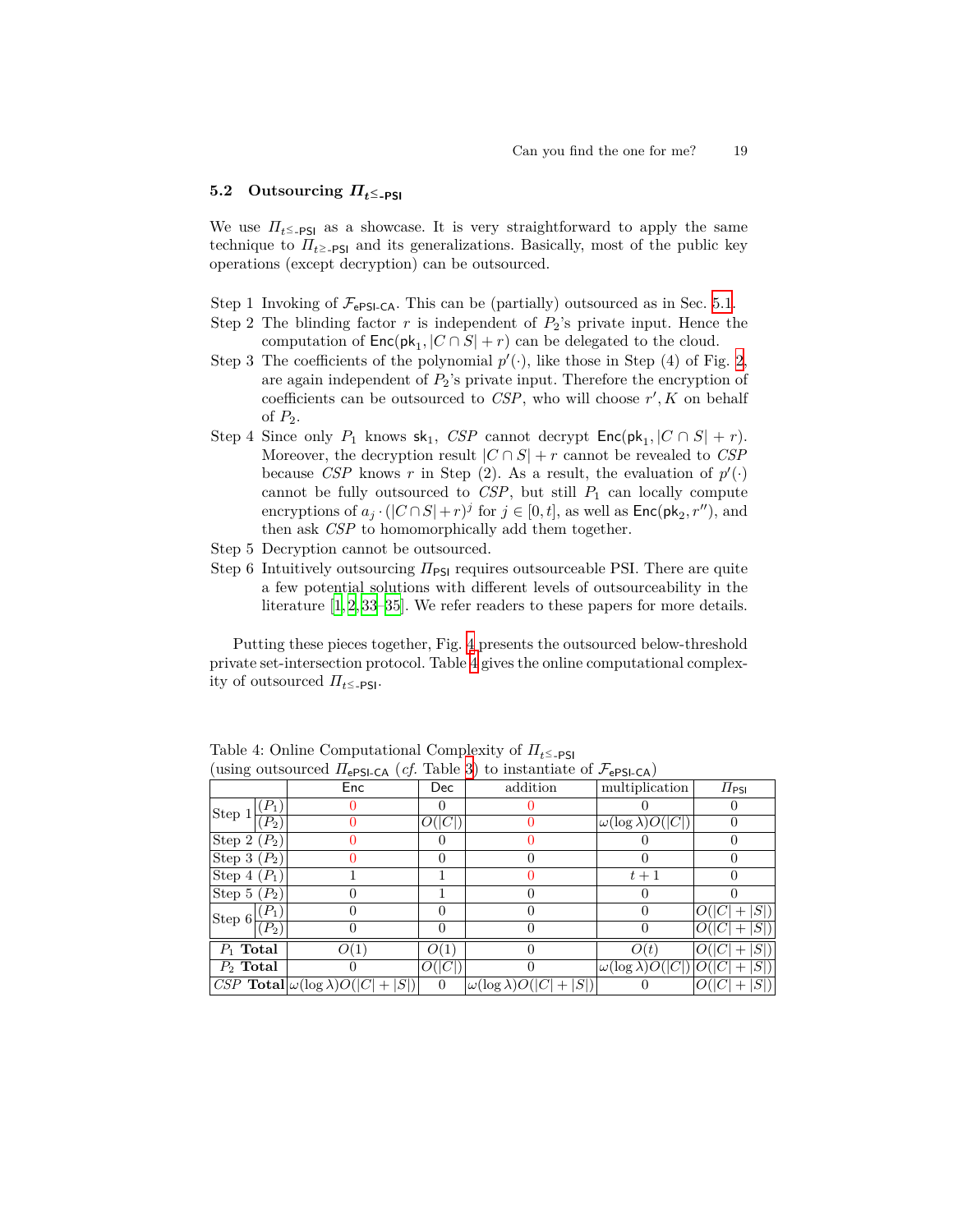### 5.2 Outsourcing $\Pi_{t\leq\text{-PSI}}$

We use $\Pi_{t\leq\text{-PSI}}$ as a showcase. It is very straightforward to apply the same technique to $\Pi_{t\geq\text{-PSI}}$ and its generalizations. Basically, most of the public key operations (except decryption) can be outsourced.

- Step 1 Invoking of $\mathcal{F}_{\mathsf{ePSI\text{-}CA}}$. This can be (partially) outsourced as in Sec. 5.1.
- Step 2 The blinding factor $r$ is independent of $P_2$'s private input. Hence the computation of $\mathsf{Enc}(\mathsf{pk}_1, |C \cap S| + r)$ can be delegated to the cloud.
- Step 3 The coefficients of the polynomial $p'(\cdot)$, like those in Step (4) of Fig. 2, are again independent of $P_2$'s private input. Therefore the encryption of coefficients can be outsourced to $CSP$, who will choose $r', K$ on behalf of $P_2$.
- Step 4 Since only $P_1$ knows $\mathsf{sk}_1$, $CSP$ cannot decrypt $\mathsf{Enc}(\mathsf{pk}_1, |C \cap S| + r)$. Moreover, the decryption result $|C \cap S| + r$ cannot be revealed to $CSP$ because $CSP$ knows $r$ in Step (2). As a result, the evaluation of $p'(\cdot)$ cannot be fully outsourced to $CSP$, but still $P_1$ can locally compute encryptions of $a_j \cdot (|C \cap S| + r)^j$ for $j \in [0, t]$, as well as $\mathsf{Enc}(\mathsf{pk}_2, r'')$, and then ask $CSP$ to homomorphically add them together.
- Step 5 Decryption cannot be outsourced.
- Step 6 Intuitively outsourcing $\Pi_{\mathsf{PSI}}$ requires outsourceable PSI. There are quite a few potential solutions with different levels of outsourceability in the literature [1,2,33–35]. We refer readers to these papers for more details.

Putting these pieces together, Fig. 4 presents the outsourced below-threshold private set-intersection protocol. Table 4 gives the online computational complexity of outsourced $\Pi_{t\leq\text{-PSI}}$.

Table 4: Online Computational Complexity of $\Pi_{t\leq\text{-PSI}}$ (using outsourced $\Pi_{\mathsf{ePSI\text{-}CA}}$ (*cf.* Table 3) to instantiate of $\mathcal{F}_{\mathsf{ePSI\text{-}CA}}$)

| | | Enc | Dec | addition | multiplication | $\Pi_{\mathsf{PSI}}$ |
|---|---|---|---|---|---|---|
| Step 1 | $(P_1)$ | 0 | 0 | 0 | 0 | 0 |
| | $(P_2)$ | 0 | $O(\lvert C\rvert)$ | 0 | $\omega(\log\lambda)O(\lvert C\rvert)$ | 0 |
| Step 2 $(P_2)$ | | 0 | 0 | 0 | 0 | 0 |
| Step 3 $(P_2)$ | | 0 | 0 | 0 | 0 | 0 |
| Step 4 $(P_1)$ | | 1 | 1 | 0 | $t+1$ | 0 |
| Step 5 $(P_2)$ | | 0 | 1 | 0 | 0 | 0 |
| Step 6 | $(P_1)$ | 0 | 0 | 0 | 0 | $O(\lvert C\rvert + \lvert S\rvert)$ |
| | $(P_2)$ | 0 | 0 | 0 | 0 | $O(\lvert C\rvert + \lvert S\rvert)$ |
| $P_1$ **Total** | | $O(1)$ | $O(1)$ | 0 | $O(t)$ | $O(\lvert C\rvert + \lvert S\rvert)$ |
| $P_2$ **Total** | | 0 | $O(\lvert C\rvert)$ | 0 | $\omega(\log\lambda)O(\lvert C\rvert)$ | $O(\lvert C\rvert + \lvert S\rvert)$ |
| $CSP$ **Total** | | $\omega(\log\lambda)O(\lvert C\rvert + \lvert S\rvert)$ | 0 | $\omega(\log\lambda)O(\lvert C\rvert + \lvert S\rvert)$ | 0 | $O(\lvert C\rvert + \lvert S\rvert)$ |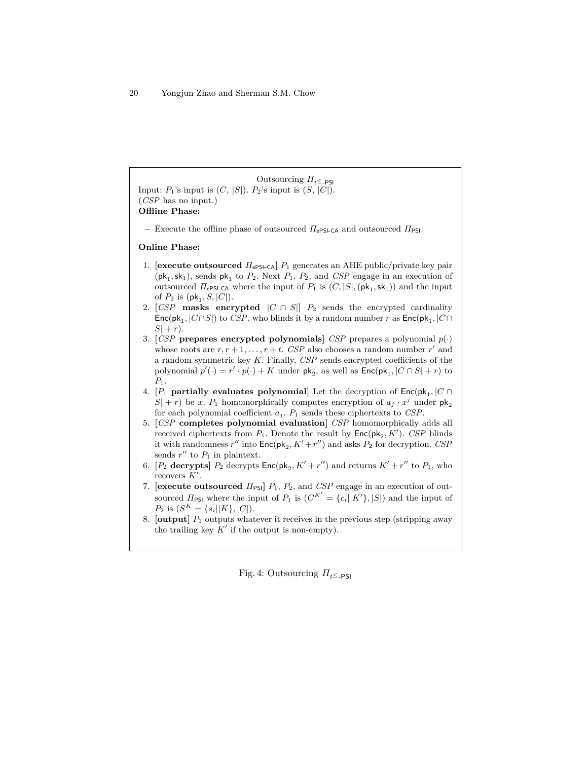Outsourcing $\Pi_{t^{\leq}\text{-PSI}}$

Input: $P_1$'s input is $(C, |S|)$. $P_2$'s input is $(S, |C|)$.
($CSP$ has no input.)

**Offline Phase:**

- Execute the offline phase of outsourced $\Pi_{\mathsf{ePSI\text{-}CA}}$ and outsourced $\Pi_{\mathsf{PSI}}$.

**Online Phase:**

1. [**execute outsourced** $\Pi_{\mathsf{ePSI\text{-}CA}}$] $P_1$ generates an AHE public/private key pair $(\mathsf{pk}_1, \mathsf{sk}_1)$, sends $\mathsf{pk}_1$ to $P_2$. Next $P_1$, $P_2$, and $CSP$ engage in an execution of outsourced $\Pi_{\mathsf{ePSI\text{-}CA}}$ where the input of $P_1$ is $(C, |S|, (\mathsf{pk}_1, \mathsf{sk}_1))$ and the input of $P_2$ is $(\mathsf{pk}_1, S, |C|)$.
2. [$CSP$ **masks encrypted** $|C \cap S|$] $P_2$ sends the encrypted cardinality $\mathsf{Enc}(\mathsf{pk}_1, |C \cap S|)$ to $CSP$, who blinds it by a random number $r$ as $\mathsf{Enc}(\mathsf{pk}_1, |C \cap S| + r)$.
3. [$CSP$ **prepares encrypted polynomials**] $CSP$ prepares a polynomial $p(\cdot)$ whose roots are $r, r+1, \ldots, r+t$. $CSP$ also chooses a random number $r'$ and a random symmetric key $K$. Finally, $CSP$ sends encrypted coefficients of the polynomial $p'(\cdot) = r' \cdot p(\cdot) + K$ under $\mathsf{pk}_2$, as well as $\mathsf{Enc}(\mathsf{pk}_1, |C \cap S| + r)$ to $P_1$.
4. [$P_1$ **partially evaluates polynomial**] Let the decryption of $\mathsf{Enc}(\mathsf{pk}_1, |C \cap S| + r)$ be $x$. $P_1$ homomorphically computes encryption of $a_j \cdot x^j$ under $\mathsf{pk}_2$ for each polynomial coefficient $a_j$. $P_1$ sends these ciphertexts to $CSP$.
5. [$CSP$ **completes polynomial evaluation**] $CSP$ homomorphically adds all received ciphertexts from $P_1$. Denote the result by $\mathsf{Enc}(\mathsf{pk}_2, K')$. $CSP$ blinds it with randomness $r''$ into $\mathsf{Enc}(\mathsf{pk}_2, K' + r'')$ and asks $P_2$ for decryption. $CSP$ sends $r''$ to $P_1$ in plaintext.
6. [$P_2$ **decrypts**] $P_2$ decrypts $\mathsf{Enc}(\mathsf{pk}_2, K' + r'')$ and returns $K' + r''$ to $P_1$, who recovers $K'$.
7. [**execute outsourced** $\Pi_{\mathsf{PSI}}$] $P_1$, $P_2$, and $CSP$ engage in an execution of outsourced $\Pi_{\mathsf{PSI}}$ where the input of $P_1$ is $(C^{K'} = \{c_i || K'\}, |S|)$ and the input of $P_2$ is $(S^K = \{s_i || K\}, |C|)$.
8. [**output**] $P_1$ outputs whatever it receives in the previous step (stripping away the trailing key $K'$ if the output is non-empty).

Fig. 4: Outsourcing $\Pi_{t^{\leq}\text{-PSI}}$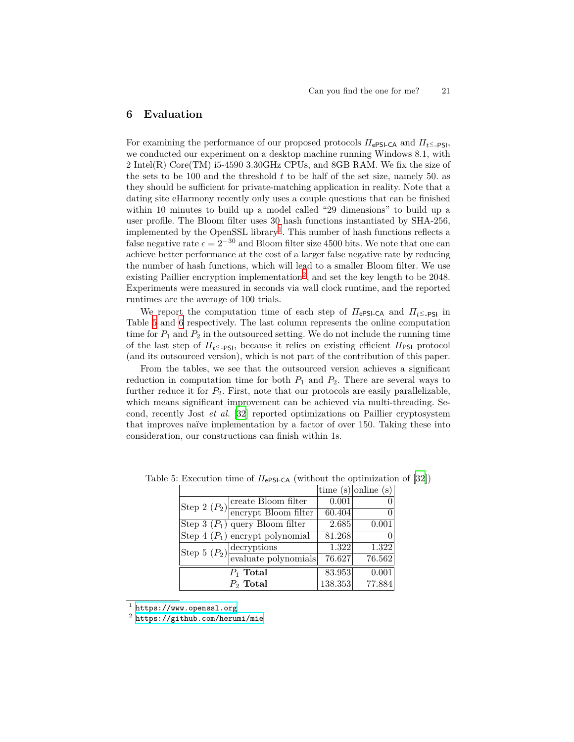## 6 Evaluation

For examining the performance of our proposed protocols $\Pi_{\mathsf{ePSI\text{-}CA}}$ and $\Pi_{t\leq\text{-}\mathsf{PSI}}$, we conducted our experiment on a desktop machine running Windows 8.1, with 2 Intel(R) Core(TM) i5-4590 3.30GHz CPUs, and 8GB RAM. We fix the size of the sets to be 100 and the threshold $t$ to be half of the set size, namely 50. as they should be sufficient for private-matching application in reality. Note that a dating site eHarmony recently only uses a couple questions that can be finished within 10 minutes to build up a model called "29 dimensions" to build up a user profile. The Bloom filter uses 30 hash functions instantiated by SHA-256, implemented by the OpenSSL library[1]. This number of hash functions reflects a false negative rate $\epsilon = 2^{-30}$ and Bloom filter size 4500 bits. We note that one can achieve better performance at the cost of a larger false negative rate by reducing the number of hash functions, which will lead to a smaller Bloom filter. We use existing Paillier encryption implementation[2], and set the key length to be 2048. Experiments were measured in seconds via wall clock runtime, and the reported runtimes are the average of 100 trials.

We report the computation time of each step of $\Pi_{\mathsf{ePSI\text{-}CA}}$ and $\Pi_{t\leq\text{-}\mathsf{PSI}}$ in Table 5 and 6 respectively. The last column represents the online computation time for $P_1$ and $P_2$ in the outsourced setting. We do not include the running time of the last step of $\Pi_{t\leq\text{-}\mathsf{PSI}}$, because it relies on existing efficient $\Pi_{\mathsf{PSI}}$ protocol (and its outsourced version), which is not part of the contribution of this paper.

From the tables, we see that the outsourced version achieves a significant reduction in computation time for both $P_1$ and $P_2$. There are several ways to further reduce it for $P_2$. First, note that our protocols are easily parallelizable, which means significant improvement can be achieved via multi-threading. Second, recently Jost *et al.* [32] reported optimizations on Paillier cryptosystem that improves naïve implementation by a factor of over 150. Taking these into consideration, our constructions can finish within 1s.

Table 5: Execution time of $\Pi_{\mathsf{ePSI\text{-}CA}}$ (without the optimization of [32])

| | | time (s) | online (s) |
|---|---|---|---|
| Step 2 ($P_2$) | create Bloom filter | 0.001 | 0 |
| | encrypt Bloom filter | 60.404 | 0 |
| Step 3 ($P_1$) | query Bloom filter | 2.685 | 0.001 |
| Step 4 ($P_1$) | encrypt polynomial | 81.268 | 0 |
| Step 5 ($P_2$) | decryptions | 1.322 | 1.322 |
| | evaluate polynomials | 76.627 | 76.562 |
| $P_1$ **Total** | | 83.953 | 0.001 |
| $P_2$ **Total** | | 138.353 | 77.884 |

[1] https://www.openssl.org

[2] https://github.com/herumi/mie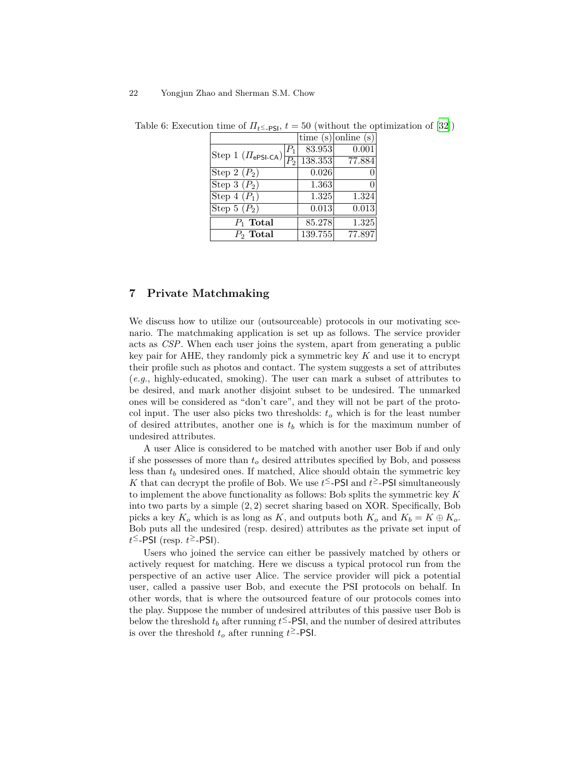Table 6: Execution time of $\Pi_{t^{\leq}\text{-PSI}}$, $t = 50$ (without the optimization of [32])

| | | time (s) | online (s) |
|---|---|---|---|
| Step 1 ($\Pi_{\text{ePSI-CA}}$) | $P_1$ | 83.953 | 0.001 |
| | $P_2$ | 138.353 | 77.884 |
| Step 2 ($P_2$) | | 0.026 | 0 |
| Step 3 ($P_2$) | | 1.363 | 0 |
| Step 4 ($P_1$) | | 1.325 | 1.324 |
| Step 5 ($P_2$) | | 0.013 | 0.013 |
| $P_1$ **Total** | | 85.278 | 1.325 |
| $P_2$ **Total** | | 139.755 | 77.897 |

## 7 Private Matchmaking

We discuss how to utilize our (outsourceable) protocols in our motivating scenario. The matchmaking application is set up as follows. The service provider acts as *CSP*. When each user joins the system, apart from generating a public key pair for AHE, they randomly pick a symmetric key $K$ and use it to encrypt their profile such as photos and contact. The system suggests a set of attributes (*e.g.*, highly-educated, smoking). The user can mark a subset of attributes to be desired, and mark another disjoint subset to be undesired. The unmarked ones will be considered as "don't care", and they will not be part of the protocol input. The user also picks two thresholds: $t_o$ which is for the least number of desired attributes, another one is $t_b$ which is for the maximum number of undesired attributes.

A user Alice is considered to be matched with another user Bob if and only if she possesses of more than $t_o$ desired attributes specified by Bob, and possess less than $t_b$ undesired ones. If matched, Alice should obtain the symmetric key $K$ that can decrypt the profile of Bob. We use $t^{\leq}$-PSI and $t^{\geq}$-PSI simultaneously to implement the above functionality as follows: Bob splits the symmetric key $K$ into two parts by a simple $(2, 2)$ secret sharing based on XOR. Specifically, Bob picks a key $K_o$ which is as long as $K$, and outputs both $K_o$ and $K_b = K \oplus K_o$. Bob puts all the undesired (resp. desired) attributes as the private set input of $t^{\leq}$-PSI (resp. $t^{\geq}$-PSI).

Users who joined the service can either be passively matched by others or actively request for matching. Here we discuss a typical protocol run from the perspective of an active user Alice. The service provider will pick a potential user, called a passive user Bob, and execute the PSI protocols on behalf. In other words, that is where the outsourced feature of our protocols comes into the play. Suppose the number of undesired attributes of this passive user Bob is below the threshold $t_b$ after running $t^{\leq}$-PSI, and the number of desired attributes is over the threshold $t_o$ after running $t^{\geq}$-PSI.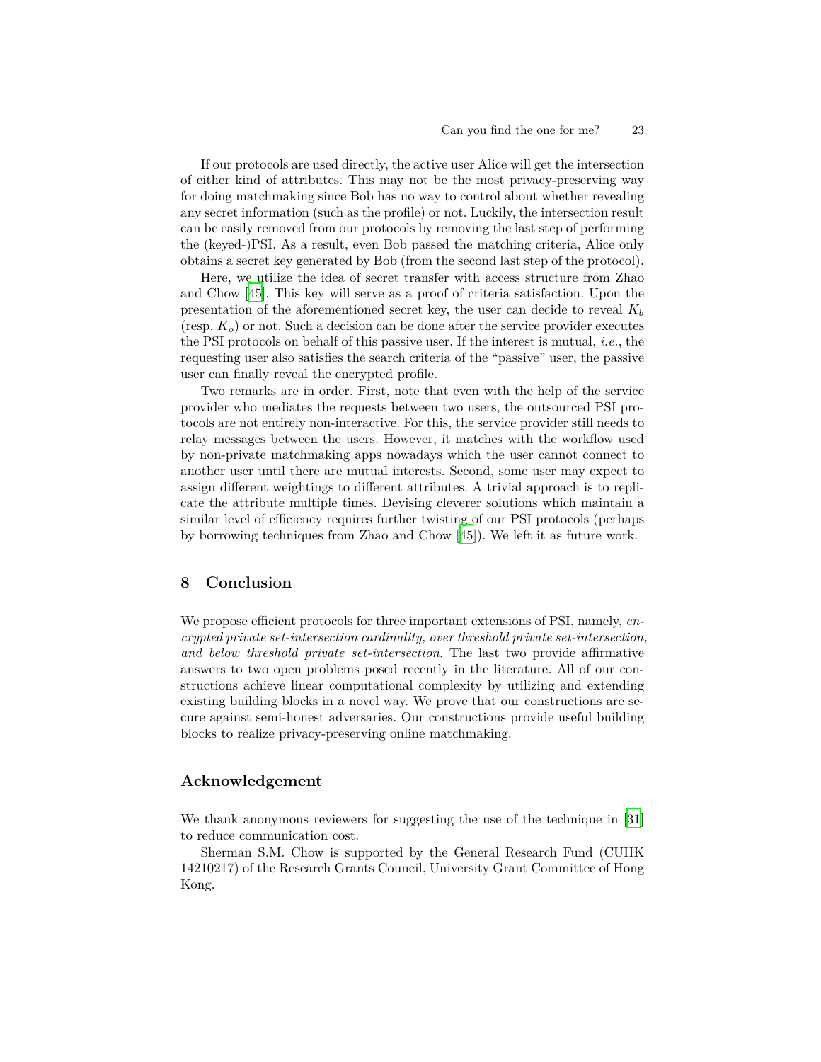If our protocols are used directly, the active user Alice will get the intersection of either kind of attributes. This may not be the most privacy-preserving way for doing matchmaking since Bob has no way to control about whether revealing any secret information (such as the profile) or not. Luckily, the intersection result can be easily removed from our protocols by removing the last step of performing the (keyed-)PSI. As a result, even Bob passed the matching criteria, Alice only obtains a secret key generated by Bob (from the second last step of the protocol).

Here, we utilize the idea of secret transfer with access structure from Zhao and Chow [45]. This key will serve as a proof of criteria satisfaction. Upon the presentation of the aforementioned secret key, the user can decide to reveal $K_b$ (resp. $K_o$) or not. Such a decision can be done after the service provider executes the PSI protocols on behalf of this passive user. If the interest is mutual, *i.e.*, the requesting user also satisfies the search criteria of the "passive" user, the passive user can finally reveal the encrypted profile.

Two remarks are in order. First, note that even with the help of the service provider who mediates the requests between two users, the outsourced PSI protocols are not entirely non-interactive. For this, the service provider still needs to relay messages between the users. However, it matches with the workflow used by non-private matchmaking apps nowadays which the user cannot connect to another user until there are mutual interests. Second, some user may expect to assign different weightings to different attributes. A trivial approach is to replicate the attribute multiple times. Devising cleverer solutions which maintain a similar level of efficiency requires further twisting of our PSI protocols (perhaps by borrowing techniques from Zhao and Chow [45]). We left it as future work.

## 8 Conclusion

We propose efficient protocols for three important extensions of PSI, namely, *encrypted private set-intersection cardinality, over threshold private set-intersection, and below threshold private set-intersection*. The last two provide affirmative answers to two open problems posed recently in the literature. All of our constructions achieve linear computational complexity by utilizing and extending existing building blocks in a novel way. We prove that our constructions are secure against semi-honest adversaries. Our constructions provide useful building blocks to realize privacy-preserving online matchmaking.

## Acknowledgement

We thank anonymous reviewers for suggesting the use of the technique in [31] to reduce communication cost.

Sherman S.M. Chow is supported by the General Research Fund (CUHK 14210217) of the Research Grants Council, University Grant Committee of Hong Kong.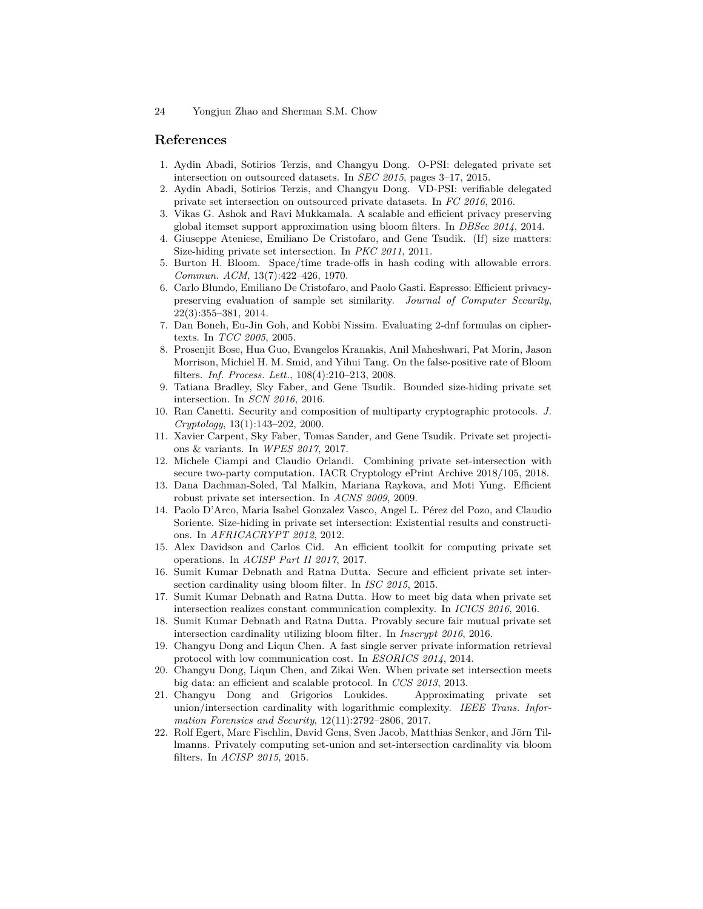## References

1. Aydin Abadi, Sotirios Terzis, and Changyu Dong. O-PSI: delegated private set intersection on outsourced datasets. In *SEC 2015*, pages 3–17, 2015.
2. Aydin Abadi, Sotirios Terzis, and Changyu Dong. VD-PSI: verifiable delegated private set intersection on outsourced private datasets. In *FC 2016*, 2016.
3. Vikas G. Ashok and Ravi Mukkamala. A scalable and efficient privacy preserving global itemset support approximation using bloom filters. In *DBSec 2014*, 2014.
4. Giuseppe Ateniese, Emiliano De Cristofaro, and Gene Tsudik. (If) size matters: Size-hiding private set intersection. In *PKC 2011*, 2011.
5. Burton H. Bloom. Space/time trade-offs in hash coding with allowable errors. *Commun. ACM*, 13(7):422–426, 1970.
6. Carlo Blundo, Emiliano De Cristofaro, and Paolo Gasti. Espresso: Efficient privacy-preserving evaluation of sample set similarity. *Journal of Computer Security*, 22(3):355–381, 2014.
7. Dan Boneh, Eu-Jin Goh, and Kobbi Nissim. Evaluating 2-dnf formulas on ciphertexts. In *TCC 2005*, 2005.
8. Prosenjit Bose, Hua Guo, Evangelos Kranakis, Anil Maheshwari, Pat Morin, Jason Morrison, Michiel H. M. Smid, and Yihui Tang. On the false-positive rate of Bloom filters. *Inf. Process. Lett.*, 108(4):210–213, 2008.
9. Tatiana Bradley, Sky Faber, and Gene Tsudik. Bounded size-hiding private set intersection. In *SCN 2016*, 2016.
10. Ran Canetti. Security and composition of multiparty cryptographic protocols. *J. Cryptology*, 13(1):143–202, 2000.
11. Xavier Carpent, Sky Faber, Tomas Sander, and Gene Tsudik. Private set projections & variants. In *WPES 2017*, 2017.
12. Michele Ciampi and Claudio Orlandi. Combining private set-intersection with secure two-party computation. IACR Cryptology ePrint Archive 2018/105, 2018.
13. Dana Dachman-Soled, Tal Malkin, Mariana Raykova, and Moti Yung. Efficient robust private set intersection. In *ACNS 2009*, 2009.
14. Paolo D'Arco, Maria Isabel Gonzalez Vasco, Angel L. Pérez del Pozo, and Claudio Soriente. Size-hiding in private set intersection: Existential results and constructions. In *AFRICACRYPT 2012*, 2012.
15. Alex Davidson and Carlos Cid. An efficient toolkit for computing private set operations. In *ACISP Part II 2017*, 2017.
16. Sumit Kumar Debnath and Ratna Dutta. Secure and efficient private set intersection cardinality using bloom filter. In *ISC 2015*, 2015.
17. Sumit Kumar Debnath and Ratna Dutta. How to meet big data when private set intersection realizes constant communication complexity. In *ICICS 2016*, 2016.
18. Sumit Kumar Debnath and Ratna Dutta. Provably secure fair mutual private set intersection cardinality utilizing bloom filter. In *Inscrypt 2016*, 2016.
19. Changyu Dong and Liqun Chen. A fast single server private information retrieval protocol with low communication cost. In *ESORICS 2014*, 2014.
20. Changyu Dong, Liqun Chen, and Zikai Wen. When private set intersection meets big data: an efficient and scalable protocol. In *CCS 2013*, 2013.
21. Changyu Dong and Grigorios Loukides. Approximating private set union/intersection cardinality with logarithmic complexity. *IEEE Trans. Information Forensics and Security*, 12(11):2792–2806, 2017.
22. Rolf Egert, Marc Fischlin, David Gens, Sven Jacob, Matthias Senker, and Jörn Tillmanns. Privately computing set-union and set-intersection cardinality via bloom filters. In *ACISP 2015*, 2015.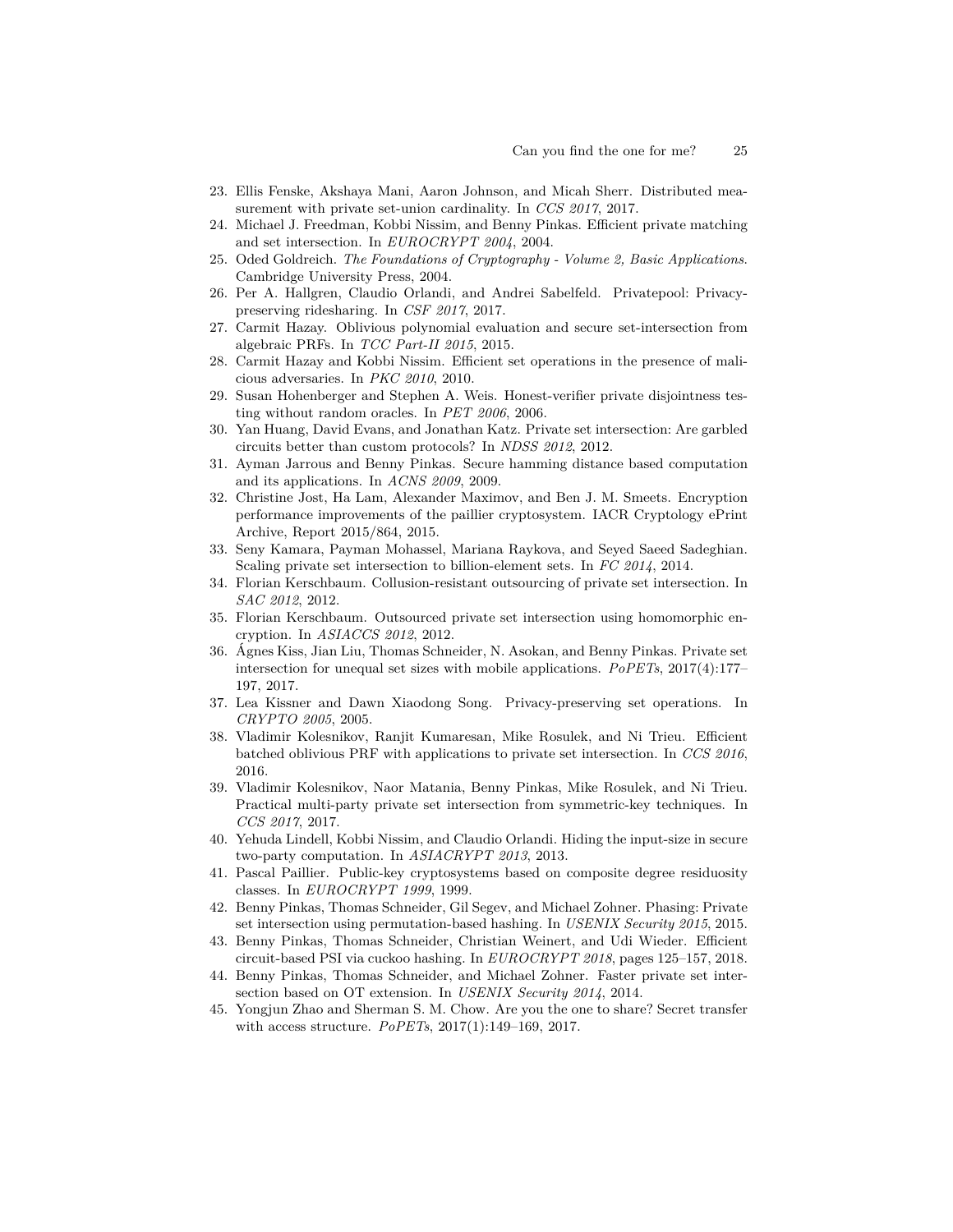23. Ellis Fenske, Akshaya Mani, Aaron Johnson, and Micah Sherr. Distributed measurement with private set-union cardinality. In *CCS 2017*, 2017.
24. Michael J. Freedman, Kobbi Nissim, and Benny Pinkas. Efficient private matching and set intersection. In *EUROCRYPT 2004*, 2004.
25. Oded Goldreich. *The Foundations of Cryptography - Volume 2, Basic Applications*. Cambridge University Press, 2004.
26. Per A. Hallgren, Claudio Orlandi, and Andrei Sabelfeld. Privatepool: Privacy-preserving ridesharing. In *CSF 2017*, 2017.
27. Carmit Hazay. Oblivious polynomial evaluation and secure set-intersection from algebraic PRFs. In *TCC Part-II 2015*, 2015.
28. Carmit Hazay and Kobbi Nissim. Efficient set operations in the presence of malicious adversaries. In *PKC 2010*, 2010.
29. Susan Hohenberger and Stephen A. Weis. Honest-verifier private disjointness testing without random oracles. In *PET 2006*, 2006.
30. Yan Huang, David Evans, and Jonathan Katz. Private set intersection: Are garbled circuits better than custom protocols? In *NDSS 2012*, 2012.
31. Ayman Jarrous and Benny Pinkas. Secure hamming distance based computation and its applications. In *ACNS 2009*, 2009.
32. Christine Jost, Ha Lam, Alexander Maximov, and Ben J. M. Smeets. Encryption performance improvements of the paillier cryptosystem. IACR Cryptology ePrint Archive, Report 2015/864, 2015.
33. Seny Kamara, Payman Mohassel, Mariana Raykova, and Seyed Saeed Sadeghian. Scaling private set intersection to billion-element sets. In *FC 2014*, 2014.
34. Florian Kerschbaum. Collusion-resistant outsourcing of private set intersection. In *SAC 2012*, 2012.
35. Florian Kerschbaum. Outsourced private set intersection using homomorphic encryption. In *ASIACCS 2012*, 2012.
36. Ágnes Kiss, Jian Liu, Thomas Schneider, N. Asokan, and Benny Pinkas. Private set intersection for unequal set sizes with mobile applications. *PoPETs*, 2017(4):177–197, 2017.
37. Lea Kissner and Dawn Xiaodong Song. Privacy-preserving set operations. In *CRYPTO 2005*, 2005.
38. Vladimir Kolesnikov, Ranjit Kumaresan, Mike Rosulek, and Ni Trieu. Efficient batched oblivious PRF with applications to private set intersection. In *CCS 2016*, 2016.
39. Vladimir Kolesnikov, Naor Matania, Benny Pinkas, Mike Rosulek, and Ni Trieu. Practical multi-party private set intersection from symmetric-key techniques. In *CCS 2017*, 2017.
40. Yehuda Lindell, Kobbi Nissim, and Claudio Orlandi. Hiding the input-size in secure two-party computation. In *ASIACRYPT 2013*, 2013.
41. Pascal Paillier. Public-key cryptosystems based on composite degree residuosity classes. In *EUROCRYPT 1999*, 1999.
42. Benny Pinkas, Thomas Schneider, Gil Segev, and Michael Zohner. Phasing: Private set intersection using permutation-based hashing. In *USENIX Security 2015*, 2015.
43. Benny Pinkas, Thomas Schneider, Christian Weinert, and Udi Wieder. Efficient circuit-based PSI via cuckoo hashing. In *EUROCRYPT 2018*, pages 125–157, 2018.
44. Benny Pinkas, Thomas Schneider, and Michael Zohner. Faster private set intersection based on OT extension. In *USENIX Security 2014*, 2014.
45. Yongjun Zhao and Sherman S. M. Chow. Are you the one to share? Secret transfer with access structure. *PoPETs*, 2017(1):149–169, 2017.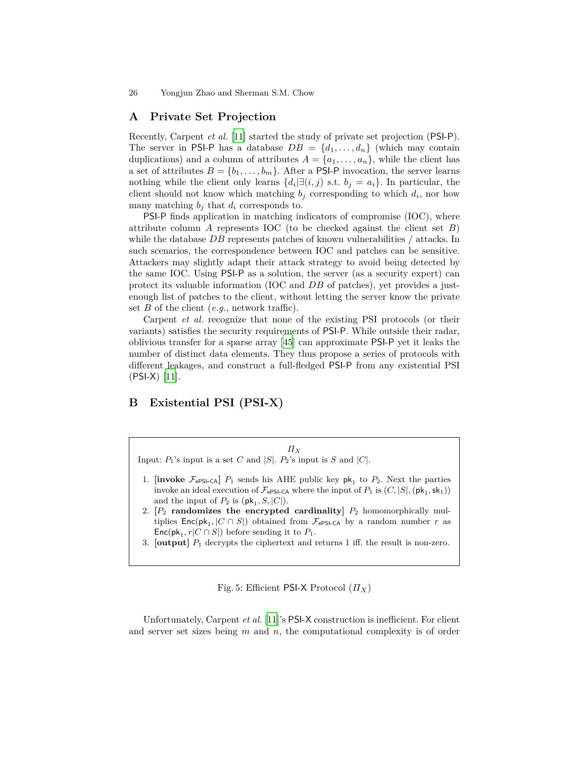## A Private Set Projection

Recently, Carpent *et al.* [11] started the study of private set projection (PSI-P). The server in PSI-P has a database $DB = \{d_1, \ldots, d_n\}$ (which may contain duplications) and a column of attributes $A = \{a_1, \ldots, a_n\}$, while the client has a set of attributes $B = \{b_1, \ldots, b_m\}$. After a PSI-P invocation, the server learns nothing while the client only learns $\{d_i | \exists (i,j) \text{ s.t. } b_j = a_i\}$. In particular, the client should not know which matching $b_j$ corresponding to which $d_i$, nor how many matching $b_j$ that $d_i$ corresponds to.

PSI-P finds application in matching indicators of compromise (IOC), where attribute column $A$ represents IOC (to be checked against the client set $B$) while the database $DB$ represents patches of known vulnerabilities / attacks. In such scenarios, the correspondence between IOC and patches can be sensitive. Attackers may slightly adapt their attack strategy to avoid being detected by the same IOC. Using PSI-P as a solution, the server (as a security expert) can protect its valuable information (IOC and $DB$ of patches), yet provides a just-enough list of patches to the client, without letting the server know the private set $B$ of the client (*e.g.*, network traffic).

Carpent *et al.* recognize that none of the existing PSI protocols (or their variants) satisfies the security requirements of PSI-P. While outside their radar, oblivious transfer for a sparse array [45] can approximate PSI-P yet it leaks the number of distinct data elements. They thus propose a series of protocols with different leakages, and construct a full-fledged PSI-P from any existential PSI (PSI-X) [11].

## B Existential PSI (PSI-X)

$\Pi_X$

Input: $P_1$'s input is a set $C$ and $|S|$. $P_2$'s input is $S$ and $|C|$.

1. **[invoke $\mathcal{F}_{\mathsf{ePSI\text{-}CA}}$]** $P_1$ sends his AHE public key $\mathsf{pk}_1$ to $P_2$. Next the parties invoke an ideal execution of $\mathcal{F}_{\mathsf{ePSI\text{-}CA}}$ where the input of $P_1$ is $(C, |S|, (\mathsf{pk}_1, \mathsf{sk}_1))$ and the input of $P_2$ is $(\mathsf{pk}_1, S, |C|)$.
2. [$P_2$ **randomizes the encrypted cardinality**] $P_2$ homomorphically multiplies $\mathsf{Enc}(\mathsf{pk}_1, |C \cap S|)$ obtained from $\mathcal{F}_{\mathsf{ePSI\text{-}CA}}$ by a random number $r$ as $\mathsf{Enc}(\mathsf{pk}_1, r|C \cap S|)$ before sending it to $P_1$.
3. **[output]** $P_1$ decrypts the ciphertext and returns 1 iff. the result is non-zero.

Fig. 5: Efficient PSI-X Protocol ($\Pi_X$)

Unfortunately, Carpent *et al.* [11]'s PSI-X construction is inefficient. For client and server set sizes being $m$ and $n$, the computational complexity is of order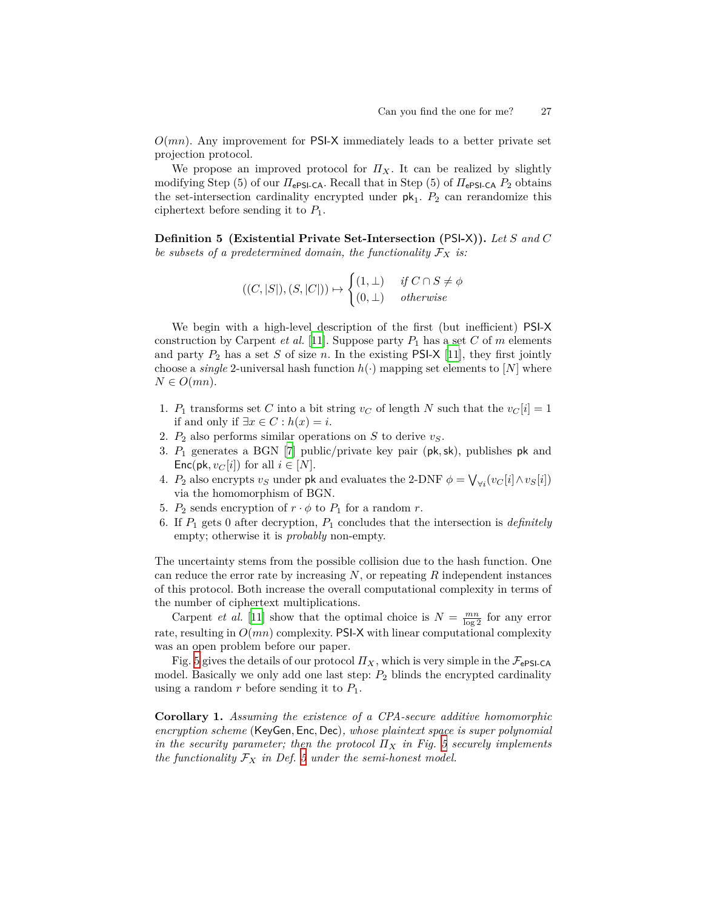$O(mn)$. Any improvement for PSI-X immediately leads to a better private set projection protocol.

We propose an improved protocol for $\Pi_X$. It can be realized by slightly modifying Step (5) of our $\Pi_{\mathsf{ePSI\text{-}CA}}$. Recall that in Step (5) of $\Pi_{\mathsf{ePSI\text{-}CA}}$ $P_2$ obtains the set-intersection cardinality encrypted under $\mathsf{pk}_1$. $P_2$ can rerandomize this ciphertext before sending it to $P_1$.

**Definition 5 (Existential Private Set-Intersection (PSI-X)).** *Let $S$ and $C$ be subsets of a predetermined domain, the functionality $\mathcal{F}_X$ is:*

$$((C, |S|), (S, |C|)) \mapsto \begin{cases} (1, \perp) & \text{if } C \cap S \neq \phi \\ (0, \perp) & \text{otherwise} \end{cases}$$

We begin with a high-level description of the first (but inefficient) PSI-X construction by Carpent *et al.* [11]. Suppose party $P_1$ has a set $C$ of $m$ elements and party $P_2$ has a set $S$ of size $n$. In the existing PSI-X [11], they first jointly choose a *single* 2-universal hash function $h(\cdot)$ mapping set elements to $[N]$ where $N \in O(mn)$.

1. $P_1$ transforms set $C$ into a bit string $v_C$ of length $N$ such that the $v_C[i] = 1$ if and only if $\exists x \in C : h(x) = i$.
2. $P_2$ also performs similar operations on $S$ to derive $v_S$.
3. $P_1$ generates a BGN [7] public/private key pair $(\mathsf{pk}, \mathsf{sk})$, publishes $\mathsf{pk}$ and $\mathsf{Enc}(\mathsf{pk}, v_C[i])$ for all $i \in [N]$.
4. $P_2$ also encrypts $v_S$ under $\mathsf{pk}$ and evaluates the 2-DNF $\phi = \bigvee_{\forall i}(v_C[i] \wedge v_S[i])$ via the homomorphism of BGN.
5. $P_2$ sends encryption of $r \cdot \phi$ to $P_1$ for a random $r$.
6. If $P_1$ gets 0 after decryption, $P_1$ concludes that the intersection is *definitely* empty; otherwise it is *probably* non-empty.

The uncertainty stems from the possible collision due to the hash function. One can reduce the error rate by increasing $N$, or repeating $R$ independent instances of this protocol. Both increase the overall computational complexity in terms of the number of ciphertext multiplications.

Carpent *et al.* [11] show that the optimal choice is $N = \frac{mn}{\log 2}$ for any error rate, resulting in $O(mn)$ complexity. PSI-X with linear computational complexity was an open problem before our paper.

Fig. 5 gives the details of our protocol $\Pi_X$, which is very simple in the $\mathcal{F}_{\mathsf{ePSI\text{-}CA}}$ model. Basically we only add one last step: $P_2$ blinds the encrypted cardinality using a random $r$ before sending it to $P_1$.

**Corollary 1.** *Assuming the existence of a CPA-secure additive homomorphic encryption scheme* (KeyGen, Enc, Dec)*, whose plaintext space is super polynomial in the security parameter; then the protocol $\Pi_X$ in Fig. 5 securely implements the functionality $\mathcal{F}_X$ in Def. 5 under the semi-honest model.*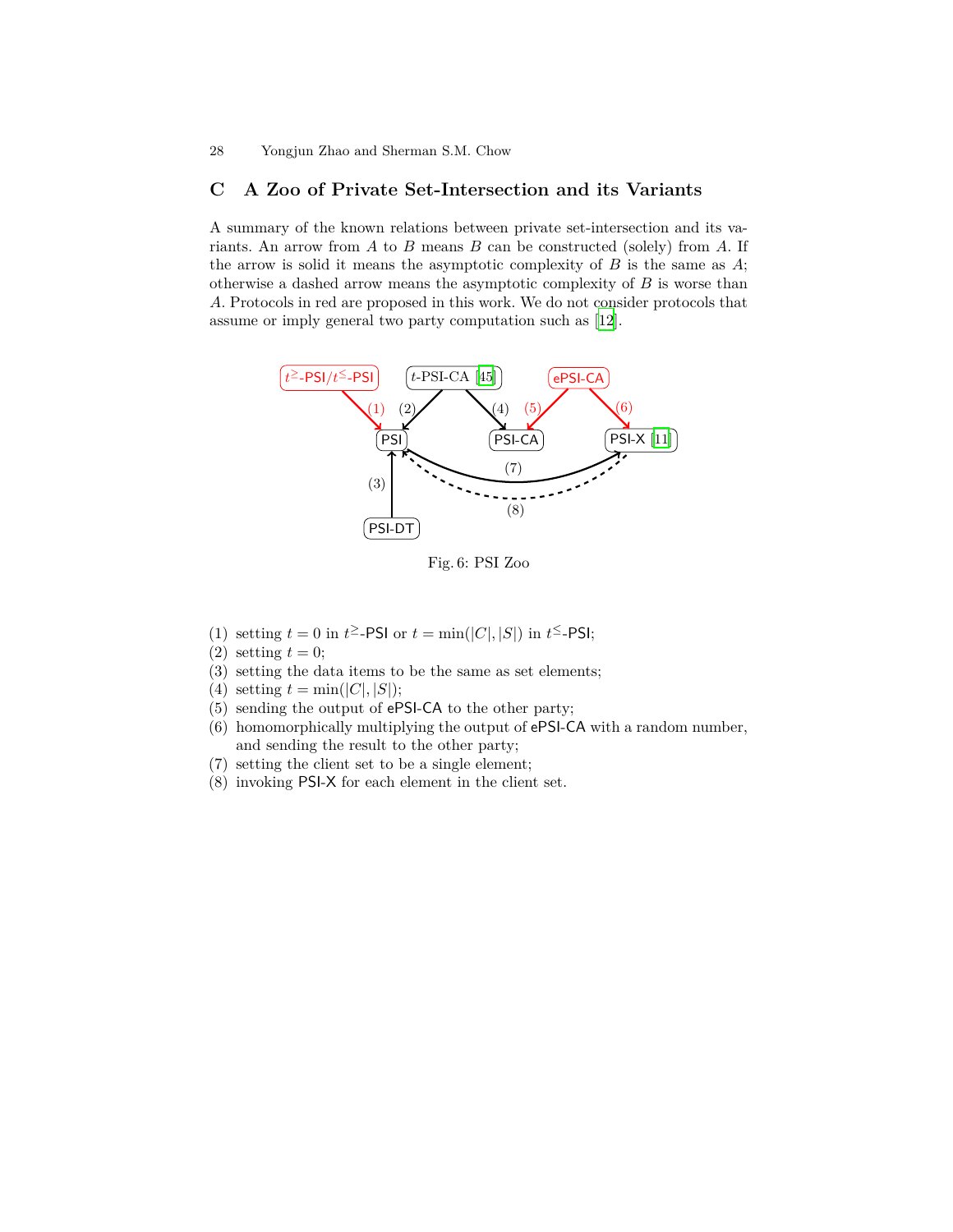## C A Zoo of Private Set-Intersection and its Variants

A summary of the known relations between private set-intersection and its variants. An arrow from $A$ to $B$ means $B$ can be constructed (solely) from $A$. If the arrow is solid it means the asymptotic complexity of $B$ is the same as $A$; otherwise a dashed arrow means the asymptotic complexity of $B$ is worse than $A$. Protocols in red are proposed in this work. We do not consider protocols that assume or imply general two party computation such as [12].

$t^{\geq}$-PSI/$t^{\leq}$-PSI

$t$-PSI-CA [45]

ePSI-CA

(1) (2) (4) (5) (6)

PSI

PSI-CA

PSI-X [11]

(3)

(7)

(8)

PSI-DT

Fig. 6: PSI Zoo

(1) setting $t = 0$ in $t^{\geq}$-PSI or $t = \min(|C|, |S|)$ in $t^{\leq}$-PSI;
(2) setting $t = 0$;
(3) setting the data items to be the same as set elements;
(4) setting $t = \min(|C|, |S|)$;
(5) sending the output of ePSI-CA to the other party;
(6) homomorphically multiplying the output of ePSI-CA with a random number, and sending the result to the other party;
(7) setting the client set to be a single element;
(8) invoking PSI-X for each element in the client set.